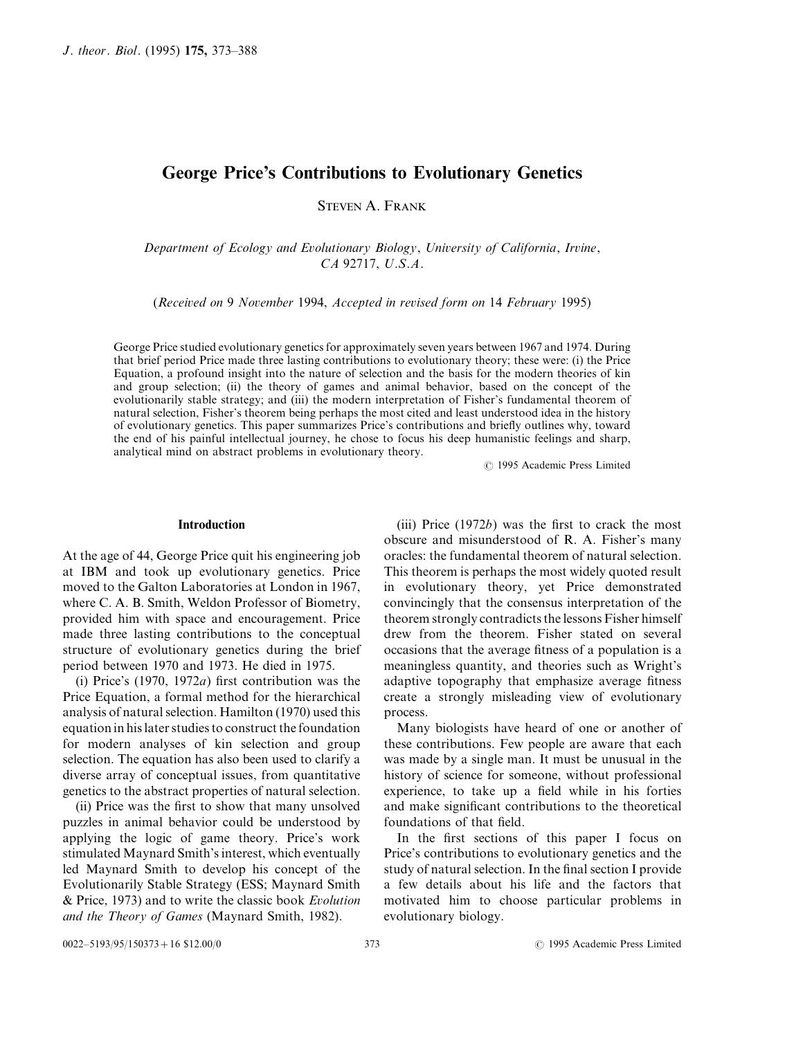# George Price's Contributions to Evolutionary Genetics

STEVEN A. FRANK

*Department of Ecology and Evolutionary Biology, University of California, Irvine, CA 92717, U.S.A.*

(*Received on* 9 *November* 1994, *Accepted in revised form on* 14 *February* 1995)

George Price studied evolutionary genetics for approximately seven years between 1967 and 1974. During that brief period Price made three lasting contributions to evolutionary theory; these were: (i) the Price Equation, a profound insight into the nature of selection and the basis for the modern theories of kin and group selection; (ii) the theory of games and animal behavior, based on the concept of the evolutionarily stable strategy; and (iii) the modern interpretation of Fisher's fundamental theorem of natural selection, Fisher's theorem being perhaps the most cited and least understood idea in the history of evolutionary genetics. This paper summarizes Price's contributions and briefly outlines why, toward the end of his painful intellectual journey, he chose to focus his deep humanistic feelings and sharp, analytical mind on abstract problems in evolutionary theory.

© 1995 Academic Press Limited

## Introduction

At the age of 44, George Price quit his engineering job at IBM and took up evolutionary genetics. Price moved to the Galton Laboratories at London in 1967, where C. A. B. Smith, Weldon Professor of Biometry, provided him with space and encouragement. Price made three lasting contributions to the conceptual structure of evolutionary genetics during the brief period between 1970 and 1973. He died in 1975.

(i) Price's (1970, 1972*a*) first contribution was the Price Equation, a formal method for the hierarchical analysis of natural selection. Hamilton (1970) used this equation in his later studies to construct the foundation for modern analyses of kin selection and group selection. The equation has also been used to clarify a diverse array of conceptual issues, from quantitative genetics to the abstract properties of natural selection.

(ii) Price was the first to show that many unsolved puzzles in animal behavior could be understood by applying the logic of game theory. Price's work stimulated Maynard Smith's interest, which eventually led Maynard Smith to develop his concept of the Evolutionarily Stable Strategy (ESS; Maynard Smith & Price, 1973) and to write the classic book *Evolution and the Theory of Games* (Maynard Smith, 1982).

(iii) Price (1972*b*) was the first to crack the most obscure and misunderstood of R. A. Fisher's many oracles: the fundamental theorem of natural selection. This theorem is perhaps the most widely quoted result in evolutionary theory, yet Price demonstrated convincingly that the consensus interpretation of the theorem strongly contradicts the lessons Fisher himself drew from the theorem. Fisher stated on several occasions that the average fitness of a population is a meaningless quantity, and theories such as Wright's adaptive topography that emphasize average fitness create a strongly misleading view of evolutionary process.

Many biologists have heard of one or another of these contributions. Few people are aware that each was made by a single man. It must be unusual in the history of science for someone, without professional experience, to take up a field while in his forties and make significant contributions to the theoretical foundations of that field.

In the first sections of this paper I focus on Price's contributions to evolutionary genetics and the study of natural selection. In the final section I provide a few details about his life and the factors that motivated him to choose particular problems in evolutionary biology.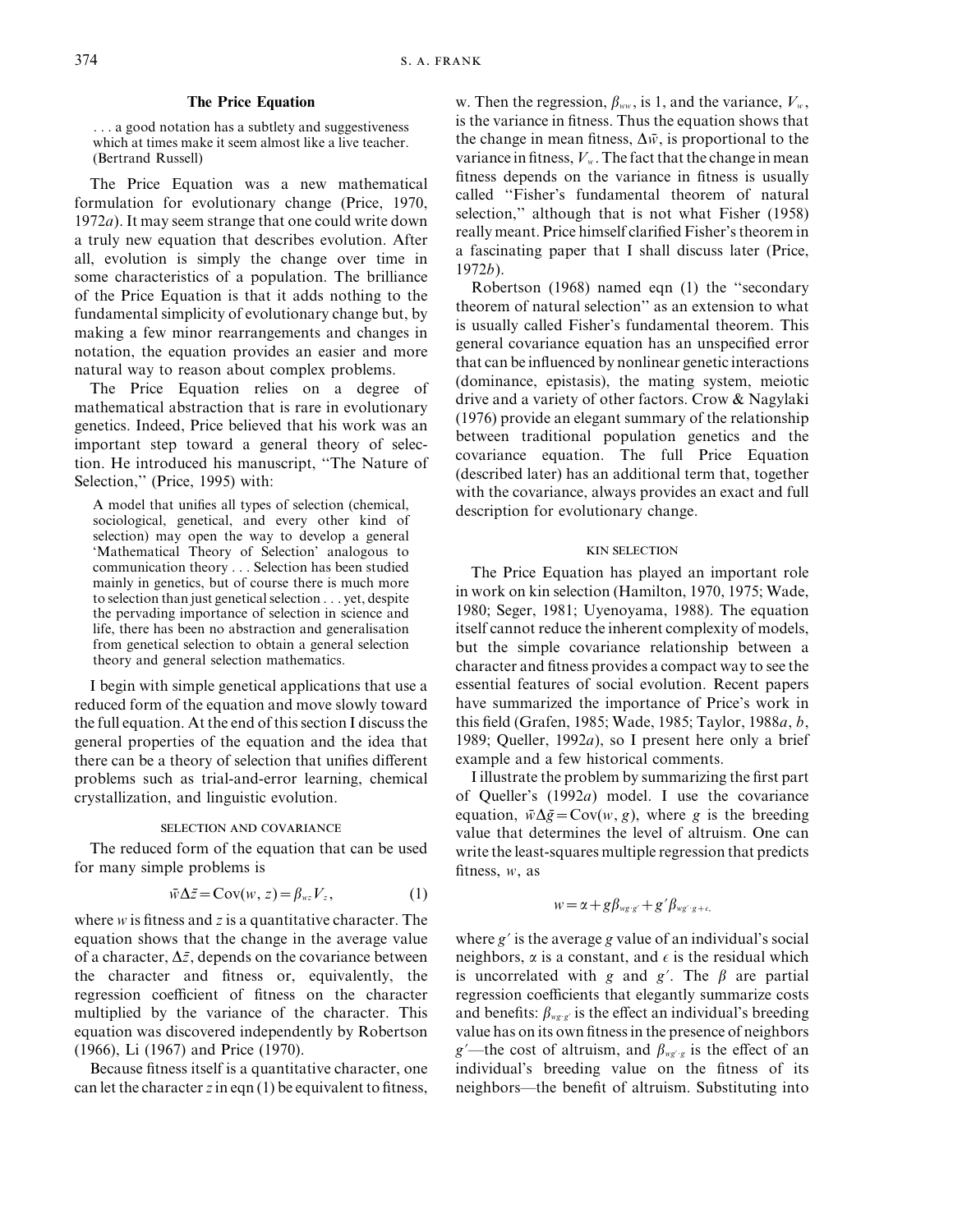## The Price Equation

> . . . a good notation has a subtlety and suggestiveness which at times make it seem almost like a live teacher. (Bertrand Russell)

The Price Equation was a new mathematical formulation for evolutionary change (Price, 1970, 1972*a*). It may seem strange that one could write down a truly new equation that describes evolution. After all, evolution is simply the change over time in some characteristics of a population. The brilliance of the Price Equation is that it adds nothing to the fundamental simplicity of evolutionary change but, by making a few minor rearrangements and changes in notation, the equation provides an easier and more natural way to reason about complex problems.

The Price Equation relies on a degree of mathematical abstraction that is rare in evolutionary genetics. Indeed, Price believed that his work was an important step toward a general theory of selection. He introduced his manuscript, "The Nature of Selection," (Price, 1995) with:

> A model that unifies all types of selection (chemical, sociological, genetical, and every other kind of selection) may open the way to develop a general 'Mathematical Theory of Selection' analogous to communication theory . . . Selection has been studied mainly in genetics, but of course there is much more to selection than just genetical selection . . . yet, despite the pervading importance of selection in science and life, there has been no abstraction and generalisation from genetical selection to obtain a general selection theory and general selection mathematics.

I begin with simple genetical applications that use a reduced form of the equation and move slowly toward the full equation. At the end of this section I discuss the general properties of the equation and the idea that there can be a theory of selection that unifies different problems such as trial-and-error learning, chemical crystallization, and linguistic evolution.

### Selection and Covariance

The reduced form of the equation that can be used for many simple problems is

$$\bar{w}\Delta\bar{z} = \mathrm{Cov}(w, z) = \beta_{wz} V_z, \qquad (1)$$

where $w$ is fitness and $z$ is a quantitative character. The equation shows that the change in the average value of a character, $\Delta\bar{z}$, depends on the covariance between the character and fitness or, equivalently, the regression coefficient of fitness on the character multiplied by the variance of the character. This equation was discovered independently by Robertson (1966), Li (1967) and Price (1970).

Because fitness itself is a quantitative character, one can let the character $z$ in eqn (1) be equivalent to fitness, w. Then the regression, $\beta_{ww}$, is 1, and the variance, $V_w$, is the variance in fitness. Thus the equation shows that the change in mean fitness, $\Delta\bar{w}$, is proportional to the variance in fitness, $V_w$. The fact that the change in mean fitness depends on the variance in fitness is usually called "Fisher's fundamental theorem of natural selection," although that is not what Fisher (1958) really meant. Price himself clarified Fisher's theorem in a fascinating paper that I shall discuss later (Price, 1972*b*).

Robertson (1968) named eqn (1) the "secondary theorem of natural selection" as an extension to what is usually called Fisher's fundamental theorem. This general covariance equation has an unspecified error that can be influenced by nonlinear genetic interactions (dominance, epistasis), the mating system, meiotic drive and a variety of other factors. Crow & Nagylaki (1976) provide an elegant summary of the relationship between traditional population genetics and the covariance equation. The full Price Equation (described later) has an additional term that, together with the covariance, always provides an exact and full description for evolutionary change.

### Kin Selection

The Price Equation has played an important role in work on kin selection (Hamilton, 1970, 1975; Wade, 1980; Seger, 1981; Uyenoyama, 1988). The equation itself cannot reduce the inherent complexity of models, but the simple covariance relationship between a character and fitness provides a compact way to see the essential features of social evolution. Recent papers have summarized the importance of Price's work in this field (Grafen, 1985; Wade, 1985; Taylor, 1988*a*, *b*, 1989; Queller, 1992*a*), so I present here only a brief example and a few historical comments.

I illustrate the problem by summarizing the first part of Queller's (1992*a*) model. I use the covariance equation, $\bar{w}\Delta\bar{g} = \mathrm{Cov}(w, g)$, where $g$ is the breeding value that determines the level of altruism. One can write the least-squares multiple regression that predicts fitness, $w$, as

$$w = \alpha + g\beta_{wg\cdot g'} + g'\beta_{wg'\cdot g} + \epsilon,$$

where $g'$ is the average $g$ value of an individual's social neighbors, $\alpha$ is a constant, and $\epsilon$ is the residual which is uncorrelated with $g$ and $g'$. The $\beta$ are partial regression coefficients that elegantly summarize costs and benefits: $\beta_{wg\cdot g'}$ is the effect an individual's breeding value has on its own fitness in the presence of neighbors $g'$—the cost of altruism, and $\beta_{wg'\cdot g}$ is the effect of an individual's breeding value on the fitness of its neighbors—the benefit of altruism. Substituting into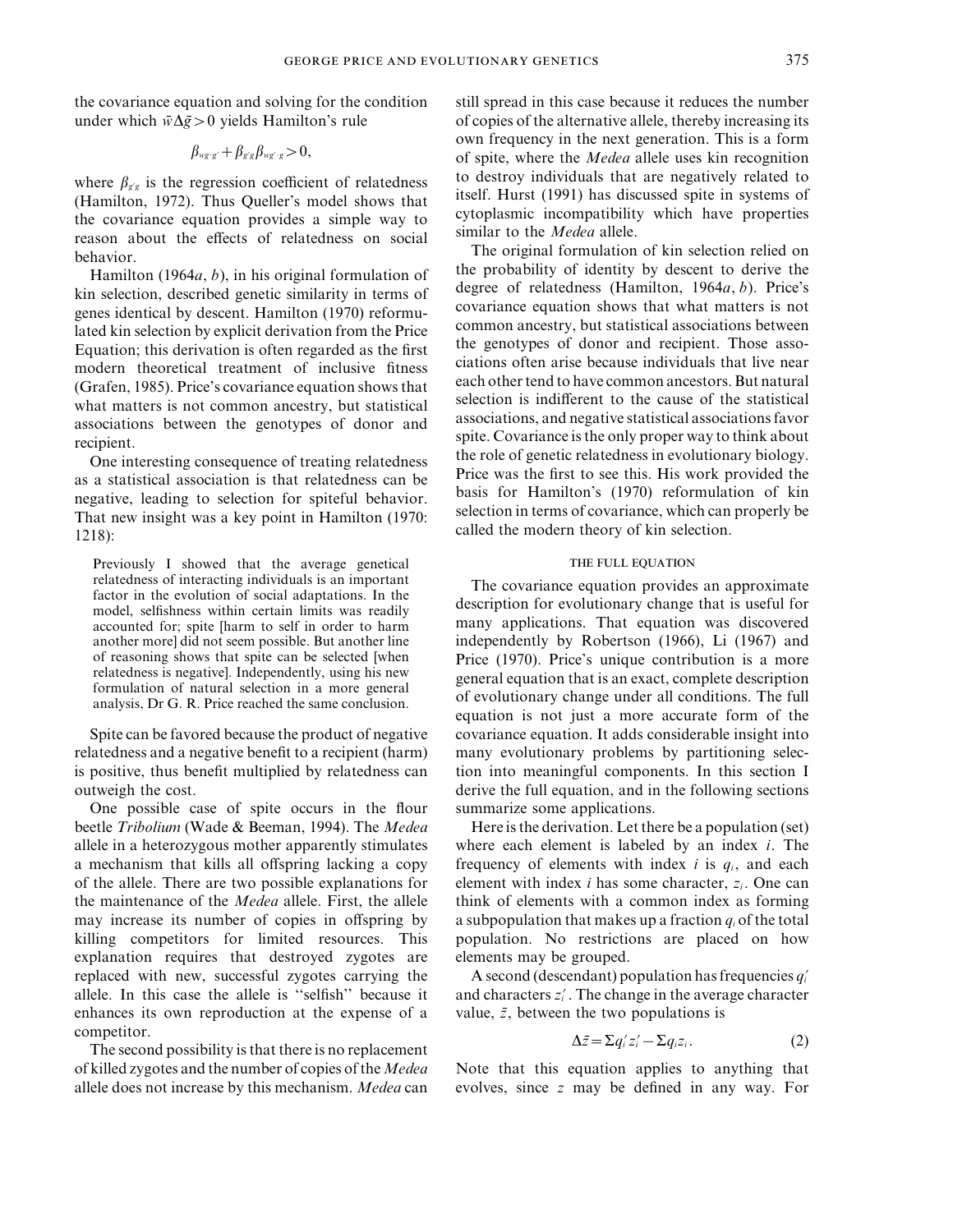the covariance equation and solving for the condition under which $\bar{w}\Delta\bar{g} > 0$ yields Hamilton's rule

$$\beta_{wg \cdot g'} + \beta_{g'g}\beta_{wg' \cdot g} > 0,$$

where $\beta_{g'g}$ is the regression coefficient of relatedness (Hamilton, 1972). Thus Queller's model shows that the covariance equation provides a simple way to reason about the effects of relatedness on social behavior.

Hamilton (1964*a*, *b*), in his original formulation of kin selection, described genetic similarity in terms of genes identical by descent. Hamilton (1970) reformulated kin selection by explicit derivation from the Price Equation; this derivation is often regarded as the first modern theoretical treatment of inclusive fitness (Grafen, 1985). Price's covariance equation shows that what matters is not common ancestry, but statistical associations between the genotypes of donor and recipient.

One interesting consequence of treating relatedness as a statistical association is that relatedness can be negative, leading to selection for spiteful behavior. That new insight was a key point in Hamilton (1970: 1218):

> Previously I showed that the average genetical relatedness of interacting individuals is an important factor in the evolution of social adaptations. In the model, selfishness within certain limits was readily accounted for; spite [harm to self in order to harm another more] did not seem possible. But another line of reasoning shows that spite can be selected [when relatedness is negative]. Independently, using his new formulation of natural selection in a more general analysis, Dr G. R. Price reached the same conclusion.

Spite can be favored because the product of negative relatedness and a negative benefit to a recipient (harm) is positive, thus benefit multiplied by relatedness can outweigh the cost.

One possible case of spite occurs in the flour beetle *Tribolium* (Wade & Beeman, 1994). The *Medea* allele in a heterozygous mother apparently stimulates a mechanism that kills all offspring lacking a copy of the allele. There are two possible explanations for the maintenance of the *Medea* allele. First, the allele may increase its number of copies in offspring by killing competitors for limited resources. This explanation requires that destroyed zygotes are replaced with new, successful zygotes carrying the allele. In this case the allele is "selfish" because it enhances its own reproduction at the expense of a competitor.

The second possibility is that there is no replacement of killed zygotes and the number of copies of the *Medea* allele does not increase by this mechanism. *Medea* can still spread in this case because it reduces the number of copies of the alternative allele, thereby increasing its own frequency in the next generation. This is a form of spite, where the *Medea* allele uses kin recognition to destroy individuals that are negatively related to itself. Hurst (1991) has discussed spite in systems of cytoplasmic incompatibility which have properties similar to the *Medea* allele.

The original formulation of kin selection relied on the probability of identity by descent to derive the degree of relatedness (Hamilton, 1964*a*, *b*). Price's covariance equation shows that what matters is not common ancestry, but statistical associations between the genotypes of donor and recipient. Those associations often arise because individuals that live near each other tend to have common ancestors. But natural selection is indifferent to the cause of the statistical associations, and negative statistical associations favor spite. Covariance is the only proper way to think about the role of genetic relatedness in evolutionary biology. Price was the first to see this. His work provided the basis for Hamilton's (1970) reformulation of kin selection in terms of covariance, which can properly be called the modern theory of kin selection.

## THE FULL EQUATION

The covariance equation provides an approximate description for evolutionary change that is useful for many applications. That equation was discovered independently by Robertson (1966), Li (1967) and Price (1970). Price's unique contribution is a more general equation that is an exact, complete description of evolutionary change under all conditions. The full equation is not just a more accurate form of the covariance equation. It adds considerable insight into many evolutionary problems by partitioning selection into meaningful components. In this section I derive the full equation, and in the following sections summarize some applications.

Here is the derivation. Let there be a population (set) where each element is labeled by an index $i$. The frequency of elements with index $i$ is $q_i$, and each element with index $i$ has some character, $z_i$. One can think of elements with a common index as forming a subpopulation that makes up a fraction $q_i$ of the total population. No restrictions are placed on how elements may be grouped.

A second (descendant) population has frequencies $q'_i$ and characters $z'_i$. The change in the average character value, $\bar{z}$, between the two populations is

$$\Delta\bar{z} = \Sigma q'_i z'_i - \Sigma q_i z_i. \tag{2}$$

Note that this equation applies to anything that evolves, since $z$ may be defined in any way. For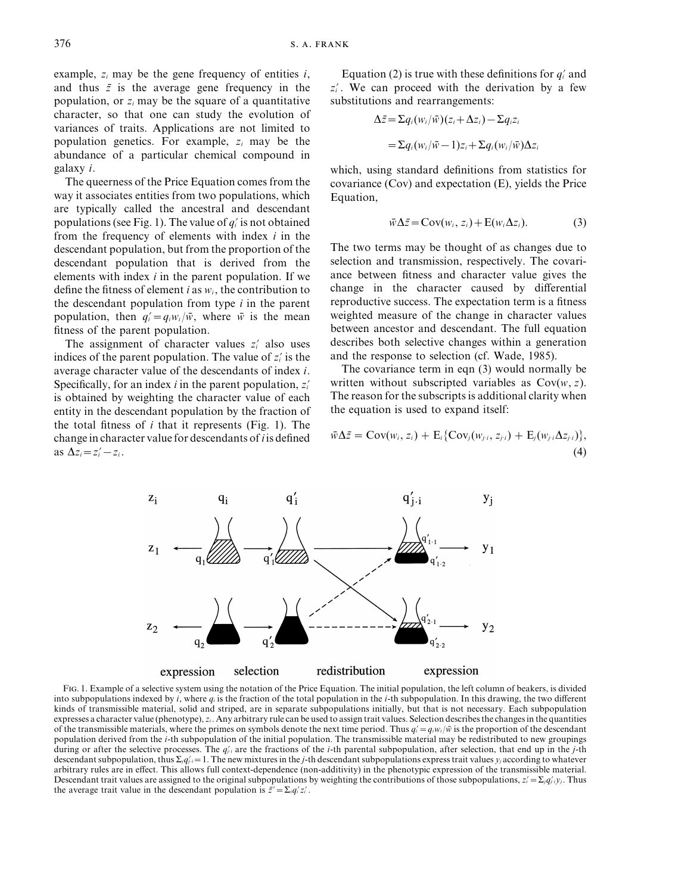example, $z_i$ may be the gene frequency of entities $i$, and thus $\bar{z}$ is the average gene frequency in the population, or $z_i$ may be the square of a quantitative character, so that one can study the evolution of variances of traits. Applications are not limited to population genetics. For example, $z_i$ may be the abundance of a particular chemical compound in galaxy $i$.

The queerness of the Price Equation comes from the way it associates entities from two populations, which are typically called the ancestral and descendant populations (see Fig. 1). The value of $q_i'$ is not obtained from the frequency of elements with index $i$ in the descendant population, but from the proportion of the descendant population that is derived from the elements with index $i$ in the parent population. If we define the fitness of element $i$ as $w_i$, the contribution to the descendant population from type $i$ in the parent population, then $q_i' = q_i w_i / \bar{w}$, where $\bar{w}$ is the mean fitness of the parent population.

The assignment of character values $z_i'$ also uses indices of the parent population. The value of $z_i'$ is the average character value of the descendants of index $i$. Specifically, for an index $i$ in the parent population, $z_i'$ is obtained by weighting the character value of each entity in the descendant population by the fraction of the total fitness of $i$ that it represents (Fig. 1). The change in character value for descendants of $i$ is defined as $\Delta z_i = z_i' - z_i$.

Equation (2) is true with these definitions for $q_i'$ and $z_i'$. We can proceed with the derivation by a few substitutions and rearrangements:

$$\Delta\bar{z} = \Sigma q_i (w_i/\bar{w})(z_i + \Delta z_i) - \Sigma q_i z_i$$

$$= \Sigma q_i (w_i/\bar{w} - 1) z_i + \Sigma q_i (w_i/\bar{w}) \Delta z_i$$

which, using standard definitions from statistics for covariance (Cov) and expectation (E), yields the Price Equation,

$$\bar{w}\Delta\bar{z} = \mathrm{Cov}(w_i, z_i) + \mathrm{E}(w_i \Delta z_i). \quad (3)$$

The two terms may be thought of as changes due to selection and transmission, respectively. The covariance between fitness and character value gives the change in the character caused by differential reproductive success. The expectation term is a fitness weighted measure of the change in character values between ancestor and descendant. The full equation describes both selective changes within a generation and the response to selection (cf. Wade, 1985).

The covariance term in eqn (3) would normally be written without subscripted variables as $\mathrm{Cov}(w, z)$. The reason for the subscripts is additional clarity when the equation is used to expand itself:

$$\bar{w}\Delta\bar{z} = \mathrm{Cov}(w_i, z_i) + \mathrm{E}_i\{\mathrm{Cov}_j(w_{j\cdot i}, z_{j\cdot i}) + \mathrm{E}_j(w_{j\cdot i}\Delta z_{j\cdot i})\}, \quad (4)$$

FIG. 1. Example of a selective system using the notation of the Price Equation. The initial population, the left column of beakers, is divided into subpopulations indexed by $i$, where $q_i$ is the fraction of the total population in the $i$-th subpopulation. In this drawing, the two different kinds of transmissible material, solid and striped, are in separate subpopulations initially, but that is not necessary. Each subpopulation expresses a character value (phenotype), $z_i$. Any arbitrary rule can be used to assign trait values. Selection describes the changes in the quantities of the transmissible materials, where the primes on symbols denote the next time period. Thus $q_i' = q_i w_i / \bar{w}$ is the proportion of the descendant population derived from the $i$-th subpopulation of the initial population. The transmissible material may be redistributed to new groupings during or after the selective processes. The $q_{j\cdot i}'$ are the fractions of the $i$-th parental subpopulation, after selection, that end up in the $j$-th descendant subpopulation, thus $\Sigma_j q_{j\cdot i}' = 1$. The new mixtures in the $j$-th descendant subpopulations express trait values $y_j$ according to whatever arbitrary rules are in effect. This allows full context-dependence (non-additivity) in the phenotypic expression of the transmissible material. Descendant trait values are assigned to the original subpopulations by weighting the contributions of those subpopulations, $z_i' = \Sigma_j q_{j\cdot i}' y_j$. Thus the average trait value in the descendant population is $\bar{z}' = \Sigma_i q_i' z_i'$.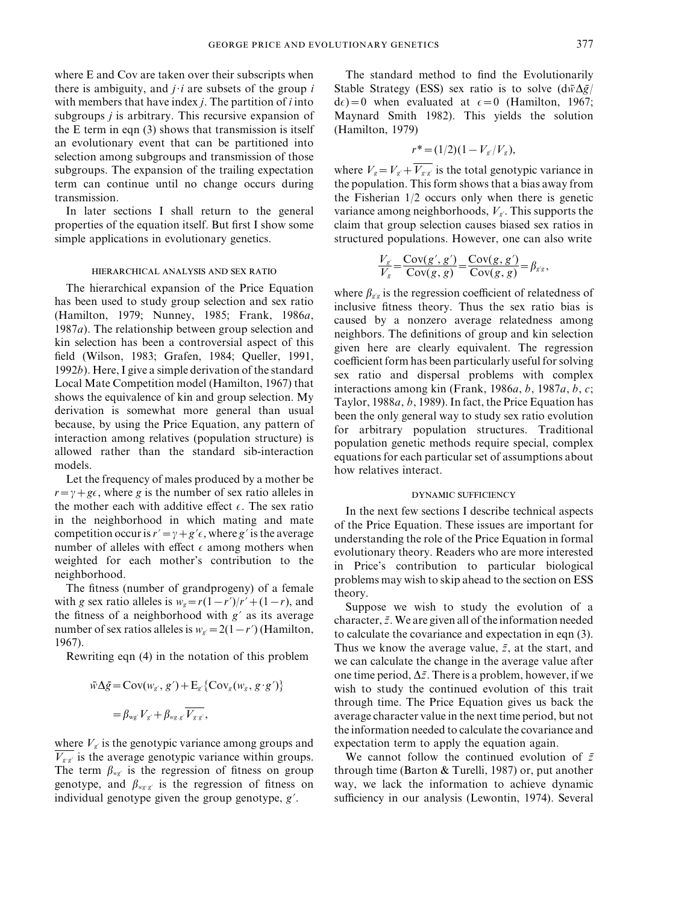where E and Cov are taken over their subscripts when there is ambiguity, and $j \cdot i$ are subsets of the group $i$ with members that have index $j$. The partition of $i$ into subgroups $j$ is arbitrary. This recursive expansion of the E term in eqn (3) shows that transmission is itself an evolutionary event that can be partitioned into selection among subgroups and transmission of those subgroups. The expansion of the trailing expectation term can continue until no change occurs during transmission.

In later sections I shall return to the general properties of the equation itself. But first I show some simple applications in evolutionary genetics.

## HIERARCHICAL ANALYSIS AND SEX RATIO

The hierarchical expansion of the Price Equation has been used to study group selection and sex ratio (Hamilton, 1979; Nunney, 1985; Frank, 1986*a*, 1987*a*). The relationship between group selection and kin selection has been a controversial aspect of this field (Wilson, 1983; Grafen, 1984; Queller, 1991, 1992*b*). Here, I give a simple derivation of the standard Local Mate Competition model (Hamilton, 1967) that shows the equivalence of kin and group selection. My derivation is somewhat more general than usual because, by using the Price Equation, any pattern of interaction among relatives (population structure) is allowed rather than the standard sib-interaction models.

Let the frequency of males produced by a mother be $r = \gamma + g\epsilon$, where $g$ is the number of sex ratio alleles in the mother each with additive effect $\epsilon$. The sex ratio in the neighborhood in which mating and mate competition occur is $r' = \gamma + g'\epsilon$, where $g'$ is the average number of alleles with effect $\epsilon$ among mothers when weighted for each mother's contribution to the neighborhood.

The fitness (number of grandprogeny) of a female with $g$ sex ratio alleles is $w_g = r(1 - r')/r' + (1 - r)$, and the fitness of a neighborhood with $g'$ as its average number of sex ratios alleles is $w_{g'} = 2(1 - r')$ (Hamilton, 1967).

Rewriting eqn (4) in the notation of this problem

$$
\begin{aligned}
\bar{w}\Delta\bar{g} &= \text{Cov}(w_{g'}, g') + \text{E}_{g'}\{\text{Cov}_g(w_g, g \cdot g')\} \\
&= \beta_{wg'} V_{g'} + \beta_{wg \cdot g'} \overline{V_{g \cdot g'}},
\end{aligned}
$$

where $V_{g'}$ is the genotypic variance among groups and $\overline{V_{g \cdot g'}}$ is the average genotypic variance within groups. The term $\beta_{wg'}$ is the regression of fitness on group genotype, and $\beta_{wg \cdot g'}$ is the regression of fitness on individual genotype given the group genotype, $g'$.

The standard method to find the Evolutionarily Stable Strategy (ESS) sex ratio is to solve $(\text{d}\bar{w}\Delta\bar{g}/\text{d}\epsilon) = 0$ when evaluated at $\epsilon = 0$ (Hamilton, 1967; Maynard Smith 1982). This yields the solution (Hamilton, 1979)

$$
r^* = (1/2)(1 - V_{g'}/V_g),
$$

where $V_g = V_{g'} + \overline{V_{g \cdot g'}}$ is the total genotypic variance in the population. This form shows that a bias away from the Fisherian 1/2 occurs only when there is genetic variance among neighborhoods, $V_{g'}$. This supports the claim that group selection causes biased sex ratios in structured populations. However, one can also write

$$
\frac{V_{g'}}{V_g} = \frac{\text{Cov}(g', g')}{\text{Cov}(g, g)} = \frac{\text{Cov}(g, g')}{\text{Cov}(g, g)} = \beta_{g'g},
$$

where $\beta_{g'g}$ is the regression coefficient of relatedness of inclusive fitness theory. Thus the sex ratio bias is caused by a nonzero average relatedness among neighbors. The definitions of group and kin selection given here are clearly equivalent. The regression coefficient form has been particularly useful for solving sex ratio and dispersal problems with complex interactions among kin (Frank, 1986*a*, *b*, 1987*a*, *b*, *c*; Taylor, 1988*a*, *b*, 1989). In fact, the Price Equation has been the only general way to study sex ratio evolution for arbitrary population structures. Traditional population genetic methods require special, complex equations for each particular set of assumptions about how relatives interact.

## DYNAMIC SUFFICIENCY

In the next few sections I describe technical aspects of the Price Equation. These issues are important for understanding the role of the Price Equation in formal evolutionary theory. Readers who are more interested in Price's contribution to particular biological problems may wish to skip ahead to the section on ESS theory.

Suppose we wish to study the evolution of a character, $\bar{z}$. We are given all of the information needed to calculate the covariance and expectation in eqn (3). Thus we know the average value, $\bar{z}$, at the start, and we can calculate the change in the average value after one time period, $\Delta\bar{z}$. There is a problem, however, if we wish to study the continued evolution of this trait through time. The Price Equation gives us back the average character value in the next time period, but not the information needed to calculate the covariance and expectation term to apply the equation again.

We cannot follow the continued evolution of $\bar{z}$ through time (Barton & Turelli, 1987) or, put another way, we lack the information to achieve dynamic sufficiency in our analysis (Lewontin, 1974). Several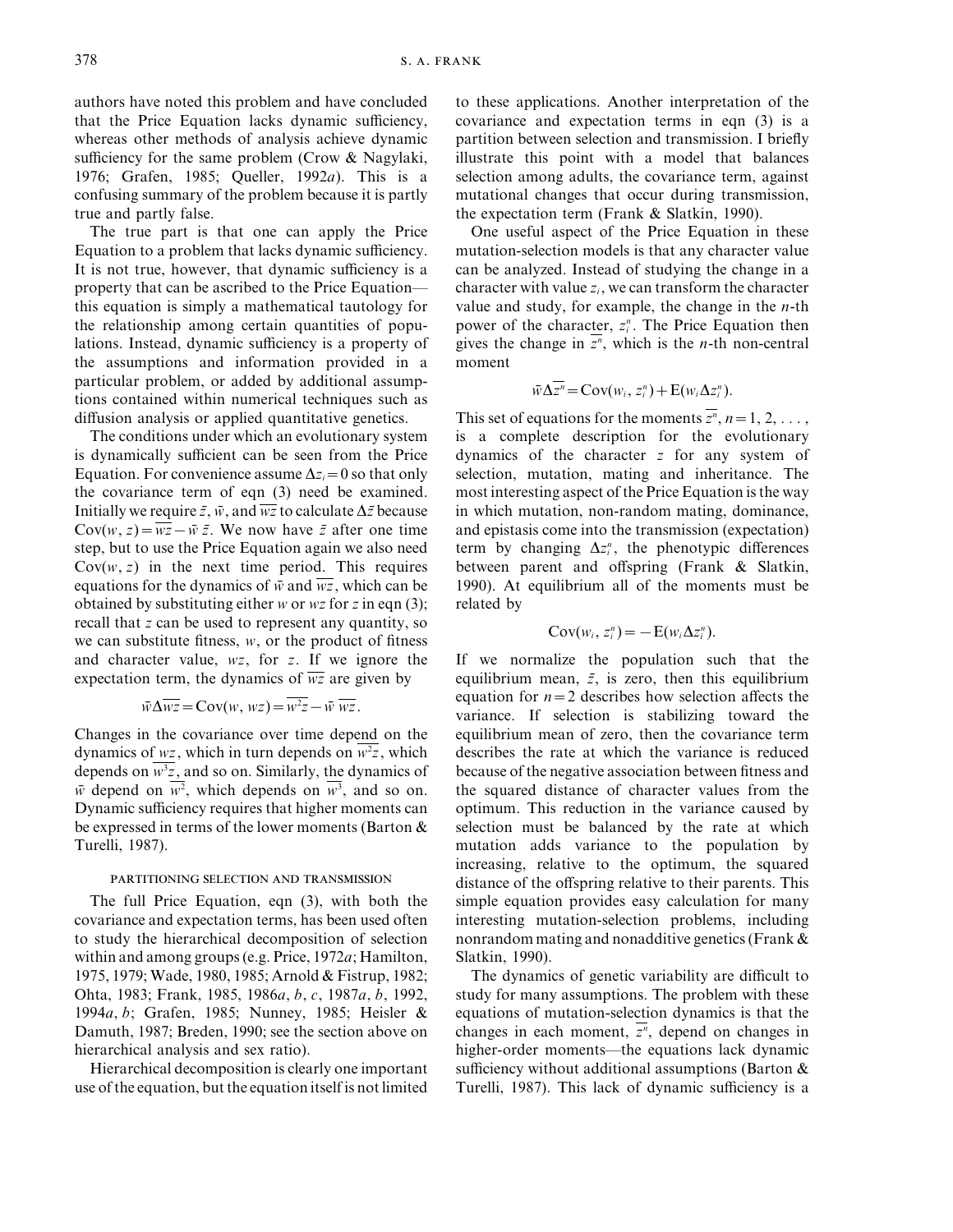authors have noted this problem and have concluded that the Price Equation lacks dynamic sufficiency, whereas other methods of analysis achieve dynamic sufficiency for the same problem (Crow & Nagylaki, 1976; Grafen, 1985; Queller, 1992*a*). This is a confusing summary of the problem because it is partly true and partly false.

The true part is that one can apply the Price Equation to a problem that lacks dynamic sufficiency. It is not true, however, that dynamic sufficiency is a property that can be ascribed to the Price Equation—this equation is simply a mathematical tautology for the relationship among certain quantities of populations. Instead, dynamic sufficiency is a property of the assumptions and information provided in a particular problem, or added by additional assumptions contained within numerical techniques such as diffusion analysis or applied quantitative genetics.

The conditions under which an evolutionary system is dynamically sufficient can be seen from the Price Equation. For convenience assume $\Delta z_i = 0$ so that only the covariance term of eqn (3) need be examined. Initially we require $\bar{z}$, $\bar{w}$, and $\overline{wz}$ to calculate $\Delta\bar{z}$ because $\mathrm{Cov}(w, z) = \overline{wz} - \bar{w}\,\bar{z}$. We now have $\bar{z}$ after one time step, but to use the Price Equation again we also need $\mathrm{Cov}(w, z)$ in the next time period. This requires equations for the dynamics of $\bar{w}$ and $\overline{wz}$, which can be obtained by substituting either $w$ or $wz$ for $z$ in eqn (3); recall that $z$ can be used to represent any quantity, so we can substitute fitness, $w$, or the product of fitness and character value, $wz$, for $z$. If we ignore the expectation term, the dynamics of $\overline{wz}$ are given by

$$\bar{w}\Delta\overline{wz} = \mathrm{Cov}(w, wz) = \overline{w^2 z} - \bar{w}\,\overline{wz}.$$

Changes in the covariance over time depend on the dynamics of $\overline{wz}$, which in turn depends on $\overline{w^2 z}$, which depends on $\overline{w^3 z}$, and so on. Similarly, the dynamics of $\bar{w}$ depend on $\overline{w^2}$, which depends on $\overline{w^3}$, and so on. Dynamic sufficiency requires that higher moments can be expressed in terms of the lower moments (Barton & Turelli, 1987).

## PARTITIONING SELECTION AND TRANSMISSION

The full Price Equation, eqn (3), with both the covariance and expectation terms, has been used often to study the hierarchical decomposition of selection within and among groups (e.g. Price, 1972*a*; Hamilton, 1975, 1979; Wade, 1980, 1985; Arnold & Fistrup, 1982; Ohta, 1983; Frank, 1985, 1986*a*, *b*, *c*, 1987*a*, *b*, 1992, 1994*a*, *b*; Grafen, 1985; Nunney, 1985; Heisler & Damuth, 1987; Breden, 1990; see the section above on hierarchical analysis and sex ratio).

Hierarchical decomposition is clearly one important use of the equation, but the equation itself is not limited to these applications. Another interpretation of the covariance and expectation terms in eqn (3) is a partition between selection and transmission. I briefly illustrate this point with a model that balances selection among adults, the covariance term, against mutational changes that occur during transmission, the expectation term (Frank & Slatkin, 1990).

One useful aspect of the Price Equation in these mutation-selection models is that any character value can be analyzed. Instead of studying the change in a character with value $z_i$, we can transform the character value and study, for example, the change in the $n$-th power of the character, $z_i^n$. The Price Equation then gives the change in $\overline{z^n}$, which is the $n$-th non-central moment

$$\bar{w}\Delta\overline{z^n} = \mathrm{Cov}(w_i, z_i^n) + \mathrm{E}(w_i \Delta z_i^n).$$

This set of equations for the moments $\overline{z^n}$, $n = 1, 2, \ldots$, is a complete description for the evolutionary dynamics of the character $z$ for any system of selection, mutation, mating and inheritance. The most interesting aspect of the Price Equation is the way in which mutation, non-random mating, dominance, and epistasis come into the transmission (expectation) term by changing $\Delta z_i^n$, the phenotypic differences between parent and offspring (Frank & Slatkin, 1990). At equilibrium all of the moments must be related by

$$\mathrm{Cov}(w_i, z_i^n) = -\mathrm{E}(w_i \Delta z_i^n).$$

If we normalize the population such that the equilibrium mean, $\bar{z}$, is zero, then this equilibrium equation for $n = 2$ describes how selection affects the variance. If selection is stabilizing toward the equilibrium mean of zero, then the covariance term describes the rate at which the variance is reduced because of the negative association between fitness and the squared distance of character values from the optimum. This reduction in the variance caused by selection must be balanced by the rate at which mutation adds variance to the population by increasing, relative to the optimum, the squared distance of the offspring relative to their parents. This simple equation provides easy calculation for many interesting mutation-selection problems, including nonrandom mating and nonadditive genetics (Frank & Slatkin, 1990).

The dynamics of genetic variability are difficult to study for many assumptions. The problem with these equations of mutation-selection dynamics is that the changes in each moment, $\overline{z^n}$, depend on changes in higher-order moments—the equations lack dynamic sufficiency without additional assumptions (Barton & Turelli, 1987). This lack of dynamic sufficiency is a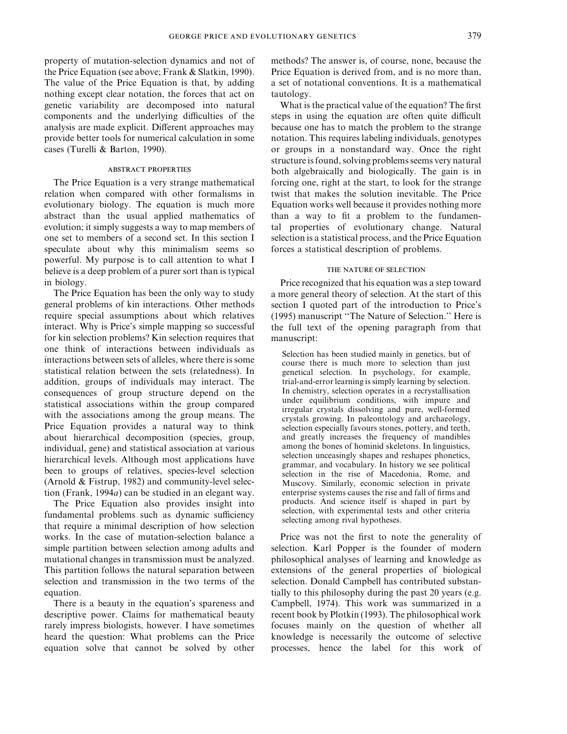property of mutation-selection dynamics and not of the Price Equation (see above; Frank & Slatkin, 1990). The value of the Price Equation is that, by adding nothing except clear notation, the forces that act on genetic variability are decomposed into natural components and the underlying difficulties of the analysis are made explicit. Different approaches may provide better tools for numerical calculation in some cases (Turelli & Barton, 1990).

### ABSTRACT PROPERTIES

The Price Equation is a very strange mathematical relation when compared with other formalisms in evolutionary biology. The equation is much more abstract than the usual applied mathematics of evolution; it simply suggests a way to map members of one set to members of a second set. In this section I speculate about why this minimalism seems so powerful. My purpose is to call attention to what I believe is a deep problem of a purer sort than is typical in biology.

The Price Equation has been the only way to study general problems of kin interactions. Other methods require special assumptions about which relatives interact. Why is Price's simple mapping so successful for kin selection problems? Kin selection requires that one think of interactions between individuals as interactions between sets of alleles, where there is some statistical relation between the sets (relatedness). In addition, groups of individuals may interact. The consequences of group structure depend on the statistical associations within the group compared with the associations among the group means. The Price Equation provides a natural way to think about hierarchical decomposition (species, group, individual, gene) and statistical association at various hierarchical levels. Although most applications have been to groups of relatives, species-level selection (Arnold & Fistrup, 1982) and community-level selection (Frank, 1994*a*) can be studied in an elegant way.

The Price Equation also provides insight into fundamental problems such as dynamic sufficiency that require a minimal description of how selection works. In the case of mutation-selection balance a simple partition between selection among adults and mutational changes in transmission must be analyzed. This partition follows the natural separation between selection and transmission in the two terms of the equation.

There is a beauty in the equation's spareness and descriptive power. Claims for mathematical beauty rarely impress biologists, however. I have sometimes heard the question: What problems can the Price equation solve that cannot be solved by other methods? The answer is, of course, none, because the Price Equation is derived from, and is no more than, a set of notational conventions. It is a mathematical tautology.

What is the practical value of the equation? The first steps in using the equation are often quite difficult because one has to match the problem to the strange notation. This requires labeling individuals, genotypes or groups in a nonstandard way. Once the right structure is found, solving problems seems very natural both algebraically and biologically. The gain is in forcing one, right at the start, to look for the strange twist that makes the solution inevitable. The Price Equation works well because it provides nothing more than a way to fit a problem to the fundamental properties of evolutionary change. Natural selection is a statistical process, and the Price Equation forces a statistical description of problems.

### THE NATURE OF SELECTION

Price recognized that his equation was a step toward a more general theory of selection. At the start of this section I quoted part of the introduction to Price's (1995) manuscript "The Nature of Selection." Here is the full text of the opening paragraph from that manuscript:

> Selection has been studied mainly in genetics, but of course there is much more to selection than just genetical selection. In psychology, for example, trial-and-error learning is simply learning by selection. In chemistry, selection operates in a recrystallisation under equilibrium conditions, with impure and irregular crystals dissolving and pure, well-formed crystals growing. In paleontology and archaeology, selection especially favours stones, pottery, and teeth, and greatly increases the frequency of mandibles among the bones of hominid skeletons. In linguistics, selection unceasingly shapes and reshapes phonetics, grammar, and vocabulary. In history we see political selection in the rise of Macedonia, Rome, and Muscovy. Similarly, economic selection in private enterprise systems causes the rise and fall of firms and products. And science itself is shaped in part by selection, with experimental tests and other criteria selecting among rival hypotheses.

Price was not the first to note the generality of selection. Karl Popper is the founder of modern philosophical analyses of learning and knowledge as extensions of the general properties of biological selection. Donald Campbell has contributed substantially to this philosophy during the past 20 years (e.g. Campbell, 1974). This work was summarized in a recent book by Plotkin (1993). The philosophical work focuses mainly on the question of whether all knowledge is necessarily the outcome of selective processes, hence the label for this work of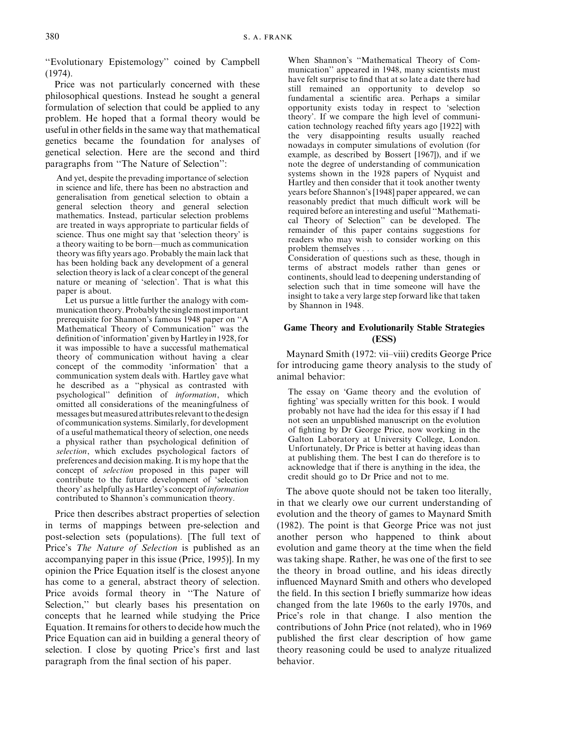''Evolutionary Epistemology'' coined by Campbell (1974).

Price was not particularly concerned with these philosophical questions. Instead he sought a general formulation of selection that could be applied to any problem. He hoped that a formal theory would be useful in other fields in the same way that mathematical genetics became the foundation for analyses of genetical selection. Here are the second and third paragraphs from ''The Nature of Selection'':

> And yet, despite the prevading importance of selection in science and life, there has been no abstraction and generalisation from genetical selection to obtain a general selection theory and general selection mathematics. Instead, particular selection problems are treated in ways appropriate to particular fields of science. Thus one might say that 'selection theory' is a theory waiting to be born—much as communication theory was fifty years ago. Probably the main lack that has been holding back any development of a general selection theory is lack of a clear concept of the general nature or meaning of 'selection'. That is what this paper is about.
>
> Let us pursue a little further the analogy with communication theory. Probably the single most important prerequisite for Shannon's famous 1948 paper on ''A Mathematical Theory of Communication'' was the definition of 'information' given by Hartley in 1928, for it was impossible to have a successful mathematical theory of communication without having a clear concept of the commodity 'information' that a communication system deals with. Hartley gave what he described as a ''physical as contrasted with psychological'' definition of *information*, which omitted all considerations of the meaningfulness of messages but measured attributes relevant to the design of communication systems. Similarly, for development of a useful mathematical theory of selection, one needs a physical rather than psychological definition of *selection*, which excludes psychological factors of preferences and decision making. It is my hope that the concept of *selection* proposed in this paper will contribute to the future development of 'selection theory' as helpfully as Hartley's concept of *information* contributed to Shannon's communication theory.

Price then describes abstract properties of selection in terms of mappings between pre-selection and post-selection sets (populations). [The full text of Price's *The Nature of Selection* is published as an accompanying paper in this issue (Price, 1995)]. In my opinion the Price Equation itself is the closest anyone has come to a general, abstract theory of selection. Price avoids formal theory in ''The Nature of Selection,'' but clearly bases his presentation on concepts that he learned while studying the Price Equation. It remains for others to decide how much the Price Equation can aid in building a general theory of selection. I close by quoting Price's first and last paragraph from the final section of his paper.

> When Shannon's ''Mathematical Theory of Communication'' appeared in 1948, many scientists must have felt surprise to find that at so late a date there had still remained an opportunity to develop so fundamental a scientific area. Perhaps a similar opportunity exists today in respect to 'selection theory'. If we compare the high level of communication technology reached fifty years ago [1922] with the very disappointing results usually reached nowadays in computer simulations of evolution (for example, as described by Bossert [1967]), and if we note the degree of understanding of communication systems shown in the 1928 papers of Nyquist and Hartley and then consider that it took another twenty years before Shannon's [1948] paper appeared, we can reasonably predict that much difficult work will be required before an interesting and useful ''Mathematical Theory of Selection'' can be developed. The remainder of this paper contains suggestions for readers who may wish to consider working on this problem themselves . . .
>
> Consideration of questions such as these, though in terms of abstract models rather than genes or continents, should lead to deepening understanding of selection such that in time someone will have the insight to take a very large step forward like that taken by Shannon in 1948.

## Game Theory and Evolutionarily Stable Strategies (ESS)

Maynard Smith (1972: vii–viii) credits George Price for introducing game theory analysis to the study of animal behavior:

> The essay on 'Game theory and the evolution of fighting' was specially written for this book. I would probably not have had the idea for this essay if I had not seen an unpublished manuscript on the evolution of fighting by Dr George Price, now working in the Galton Laboratory at University College, London. Unfortunately, Dr Price is better at having ideas than at publishing them. The best I can do therefore is to acknowledge that if there is anything in the idea, the credit should go to Dr Price and not to me.

The above quote should not be taken too literally, in that we clearly owe our current understanding of evolution and the theory of games to Maynard Smith (1982). The point is that George Price was not just another person who happened to think about evolution and game theory at the time when the field was taking shape. Rather, he was one of the first to see the theory in broad outline, and his ideas directly influenced Maynard Smith and others who developed the field. In this section I briefly summarize how ideas changed from the late 1960s to the early 1970s, and Price's role in that change. I also mention the contributions of John Price (not related), who in 1969 published the first clear description of how game theory reasoning could be used to analyze ritualized behavior.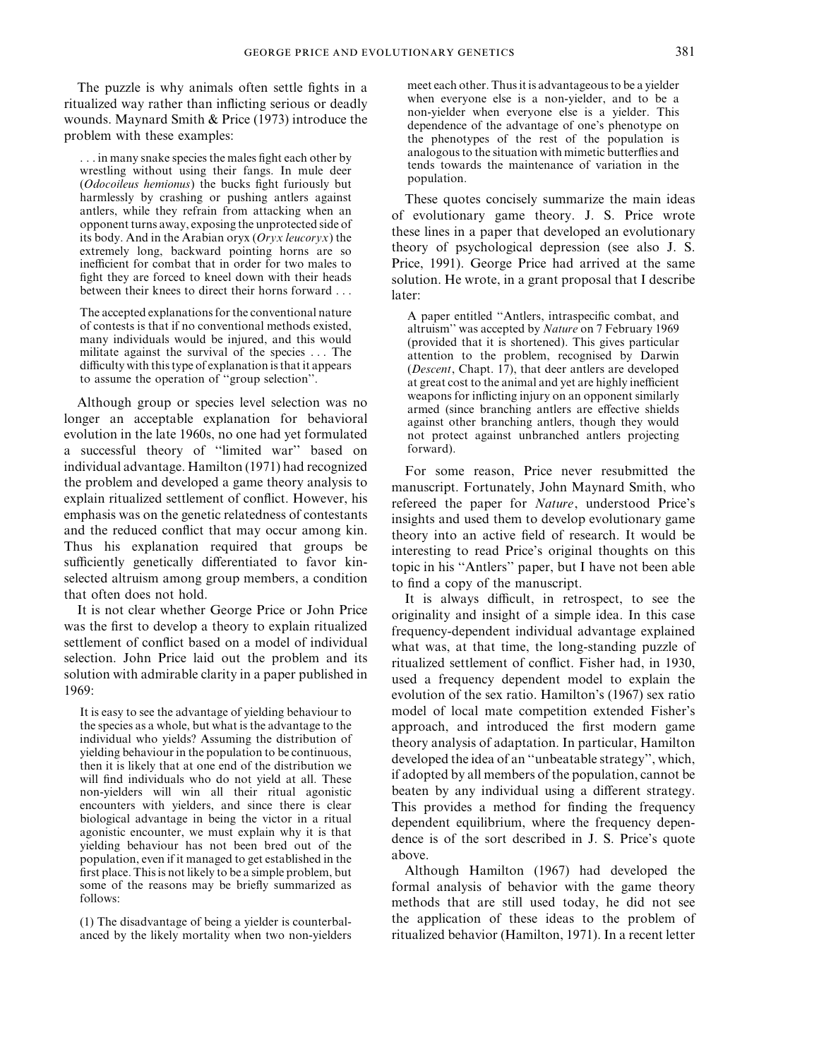The puzzle is why animals often settle fights in a ritualized way rather than inflicting serious or deadly wounds. Maynard Smith & Price (1973) introduce the problem with these examples:

> . . . in many snake species the males fight each other by wrestling without using their fangs. In mule deer (*Odocoileus hemionus*) the bucks fight furiously but harmlessly by crashing or pushing antlers against antlers, while they refrain from attacking when an opponent turns away, exposing the unprotected side of its body. And in the Arabian oryx (*Oryx leucoryx*) the extremely long, backward pointing horns are so inefficient for combat that in order for two males to fight they are forced to kneel down with their heads between their knees to direct their horns forward . . .
>
> The accepted explanations for the conventional nature of contests is that if no conventional methods existed, many individuals would be injured, and this would militate against the survival of the species . . . The difficulty with this type of explanation is that it appears to assume the operation of "group selection".

Although group or species level selection was no longer an acceptable explanation for behavioral evolution in the late 1960s, no one had yet formulated a successful theory of "limited war" based on individual advantage. Hamilton (1971) had recognized the problem and developed a game theory analysis to explain ritualized settlement of conflict. However, his emphasis was on the genetic relatedness of contestants and the reduced conflict that may occur among kin. Thus his explanation required that groups be sufficiently genetically differentiated to favor kin-selected altruism among group members, a condition that often does not hold.

It is not clear whether George Price or John Price was the first to develop a theory to explain ritualized settlement of conflict based on a model of individual selection. John Price laid out the problem and its solution with admirable clarity in a paper published in 1969:

> It is easy to see the advantage of yielding behaviour to the species as a whole, but what is the advantage to the individual who yields? Assuming the distribution of yielding behaviour in the population to be continuous, then it is likely that at one end of the distribution we will find individuals who do not yield at all. These non-yielders will win all their ritual agonistic encounters with yielders, and since there is clear biological advantage in being the victor in a ritual agonistic encounter, we must explain why it is that yielding behaviour has not been bred out of the population, even if it managed to get established in the first place. This is not likely to be a simple problem, but some of the reasons may be briefly summarized as follows:
>
> (1) The disadvantage of being a yielder is counterbalanced by the likely mortality when two non-yielders meet each other. Thus it is advantageous to be a yielder when everyone else is a non-yielder, and to be a non-yielder when everyone else is a yielder. This dependence of the advantage of one's phenotype on the phenotypes of the rest of the population is analogous to the situation with mimetic butterflies and tends towards the maintenance of variation in the population.

These quotes concisely summarize the main ideas of evolutionary game theory. J. S. Price wrote these lines in a paper that developed an evolutionary theory of psychological depression (see also J. S. Price, 1991). George Price had arrived at the same solution. He wrote, in a grant proposal that I describe later:

> A paper entitled "Antlers, intraspecific combat, and altruism" was accepted by *Nature* on 7 February 1969 (provided that it is shortened). This gives particular attention to the problem, recognised by Darwin (*Descent*, Chapt. 17), that deer antlers are developed at great cost to the animal and yet are highly inefficient weapons for inflicting injury on an opponent similarly armed (since branching antlers are effective shields against other branching antlers, though they would not protect against unbranched antlers projecting forward).

For some reason, Price never resubmitted the manuscript. Fortunately, John Maynard Smith, who refereed the paper for *Nature*, understood Price's insights and used them to develop evolutionary game theory into an active field of research. It would be interesting to read Price's original thoughts on this topic in his "Antlers" paper, but I have not been able to find a copy of the manuscript.

It is always difficult, in retrospect, to see the originality and insight of a simple idea. In this case frequency-dependent individual advantage explained what was, at that time, the long-standing puzzle of ritualized settlement of conflict. Fisher had, in 1930, used a frequency dependent model to explain the evolution of the sex ratio. Hamilton's (1967) sex ratio model of local mate competition extended Fisher's approach, and introduced the first modern game theory analysis of adaptation. In particular, Hamilton developed the idea of an "unbeatable strategy", which, if adopted by all members of the population, cannot be beaten by any individual using a different strategy. This provides a method for finding the frequency dependent equilibrium, where the frequency dependence is of the sort described in J. S. Price's quote above.

Although Hamilton (1967) had developed the formal analysis of behavior with the game theory methods that are still used today, he did not see the application of these ideas to the problem of ritualized behavior (Hamilton, 1971). In a recent letter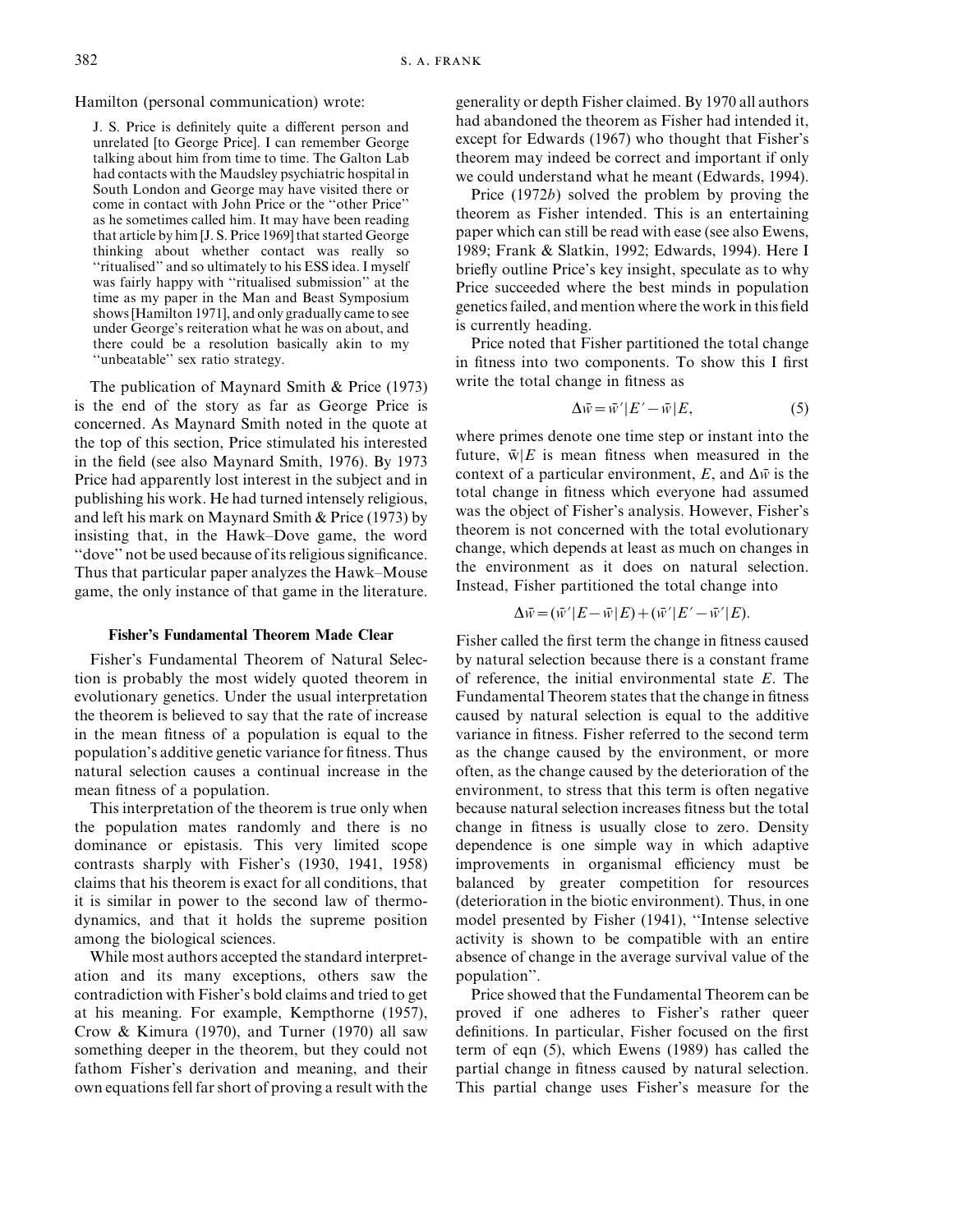Hamilton (personal communication) wrote:

> J. S. Price is definitely quite a different person and unrelated [to George Price]. I can remember George talking about him from time to time. The Galton Lab had contacts with the Maudsley psychiatric hospital in South London and George may have visited there or come in contact with John Price or the "other Price" as he sometimes called him. It may have been reading that article by him [J. S. Price 1969] that started George thinking about whether contact was really so "ritualised" and so ultimately to his ESS idea. I myself was fairly happy with "ritualised submission" at the time as my paper in the Man and Beast Symposium shows [Hamilton 1971], and only gradually came to see under George's reiteration what he was on about, and there could be a resolution basically akin to my "unbeatable" sex ratio strategy.

The publication of Maynard Smith & Price (1973) is the end of the story as far as George Price is concerned. As Maynard Smith noted in the quote at the top of this section, Price stimulated his interested in the field (see also Maynard Smith, 1976). By 1973 Price had apparently lost interest in the subject and in publishing his work. He had turned intensely religious, and left his mark on Maynard Smith & Price (1973) by insisting that, in the Hawk–Dove game, the word "dove" not be used because of its religious significance. Thus that particular paper analyzes the Hawk–Mouse game, the only instance of that game in the literature.

### Fisher's Fundamental Theorem Made Clear

Fisher's Fundamental Theorem of Natural Selection is probably the most widely quoted theorem in evolutionary genetics. Under the usual interpretation the theorem is believed to say that the rate of increase in the mean fitness of a population is equal to the population's additive genetic variance for fitness. Thus natural selection causes a continual increase in the mean fitness of a population.

This interpretation of the theorem is true only when the population mates randomly and there is no dominance or epistasis. This very limited scope contrasts sharply with Fisher's (1930, 1941, 1958) claims that his theorem is exact for all conditions, that it is similar in power to the second law of thermodynamics, and that it holds the supreme position among the biological sciences.

While most authors accepted the standard interpretation and its many exceptions, others saw the contradiction with Fisher's bold claims and tried to get at his meaning. For example, Kempthorne (1957), Crow & Kimura (1970), and Turner (1970) all saw something deeper in the theorem, but they could not fathom Fisher's derivation and meaning, and their own equations fell far short of proving a result with the generality or depth Fisher claimed. By 1970 all authors had abandoned the theorem as Fisher had intended it, except for Edwards (1967) who thought that Fisher's theorem may indeed be correct and important if only we could understand what he meant (Edwards, 1994).

Price (1972*b*) solved the problem by proving the theorem as Fisher intended. This is an entertaining paper which can still be read with ease (see also Ewens, 1989; Frank & Slatkin, 1992; Edwards, 1994). Here I briefly outline Price's key insight, speculate as to why Price succeeded where the best minds in population genetics failed, and mention where the work in this field is currently heading.

Price noted that Fisher partitioned the total change in fitness into two components. To show this I first write the total change in fitness as

$$\Delta\bar{w} = \bar{w}'|E' - \bar{w}|E, \tag{5}$$

where primes denote one time step or instant into the future, $\bar{w}|E$ is mean fitness when measured in the context of a particular environment, $E$, and $\Delta\bar{w}$ is the total change in fitness which everyone had assumed was the object of Fisher's analysis. However, Fisher's theorem is not concerned with the total evolutionary change, which depends at least as much on changes in the environment as it does on natural selection. Instead, Fisher partitioned the total change into

$$\Delta\bar{w} = (\bar{w}'|E - \bar{w}|E) + (\bar{w}'|E' - \bar{w}'|E).$$

Fisher called the first term the change in fitness caused by natural selection because there is a constant frame of reference, the initial environmental state $E$. The Fundamental Theorem states that the change in fitness caused by natural selection is equal to the additive variance in fitness. Fisher referred to the second term as the change caused by the environment, or more often, as the change caused by the deterioration of the environment, to stress that this term is often negative because natural selection increases fitness but the total change in fitness is usually close to zero. Density dependence is one simple way in which adaptive improvements in organismal efficiency must be balanced by greater competition for resources (deterioration in the biotic environment). Thus, in one model presented by Fisher (1941), "Intense selective activity is shown to be compatible with an entire absence of change in the average survival value of the population".

Price showed that the Fundamental Theorem can be proved if one adheres to Fisher's rather queer definitions. In particular, Fisher focused on the first term of eqn (5), which Ewens (1989) has called the partial change in fitness caused by natural selection. This partial change uses Fisher's measure for the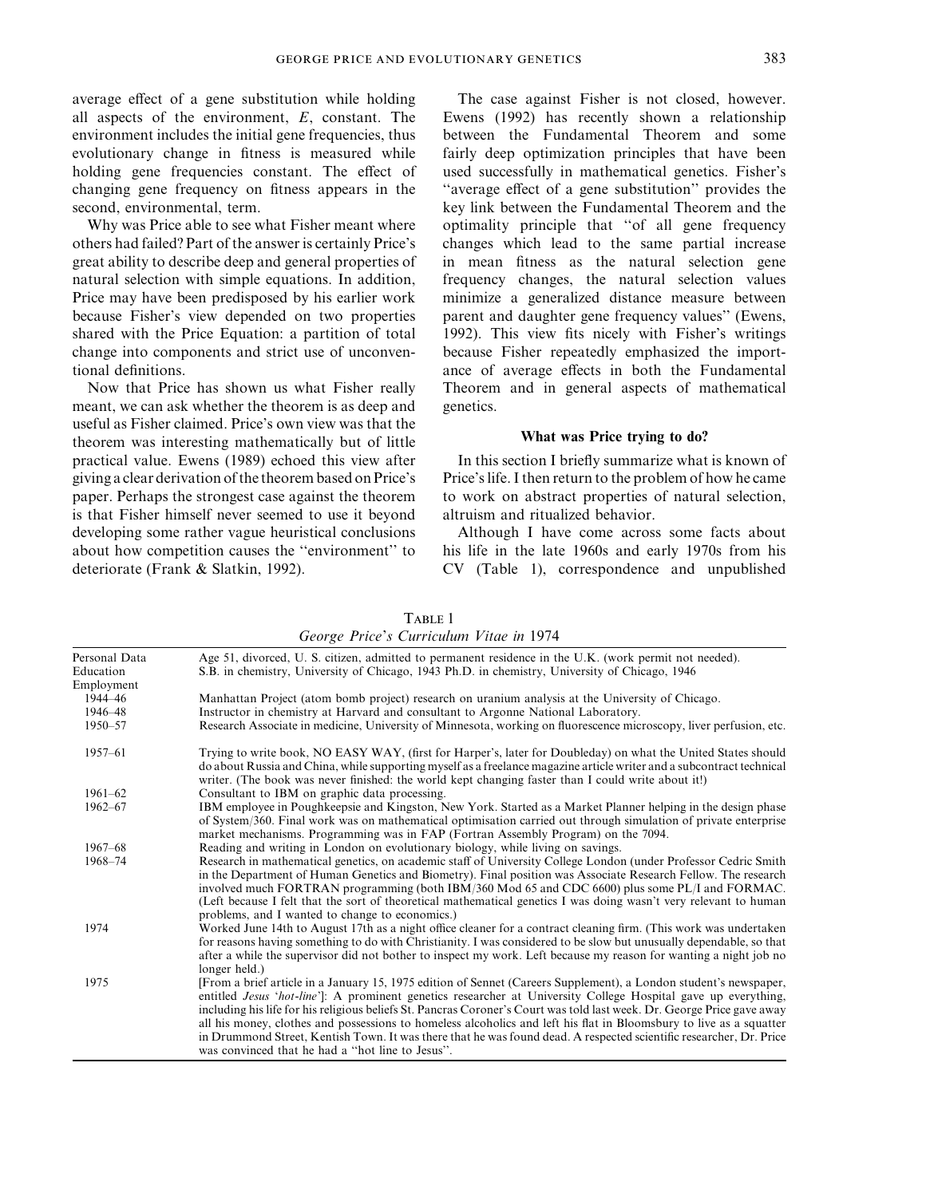average effect of a gene substitution while holding all aspects of the environment, $E$, constant. The environment includes the initial gene frequencies, thus evolutionary change in fitness is measured while holding gene frequencies constant. The effect of changing gene frequency on fitness appears in the second, environmental, term.

Why was Price able to see what Fisher meant where others had failed? Part of the answer is certainly Price's great ability to describe deep and general properties of natural selection with simple equations. In addition, Price may have been predisposed by his earlier work because Fisher's view depended on two properties shared with the Price Equation: a partition of total change into components and strict use of unconventional definitions.

Now that Price has shown us what Fisher really meant, we can ask whether the theorem is as deep and useful as Fisher claimed. Price's own view was that the theorem was interesting mathematically but of little practical value. Ewens (1989) echoed this view after giving a clear derivation of the theorem based on Price's paper. Perhaps the strongest case against the theorem is that Fisher himself never seemed to use it beyond developing some rather vague heuristical conclusions about how competition causes the "environment" to deteriorate (Frank & Slatkin, 1992).

The case against Fisher is not closed, however. Ewens (1992) has recently shown a relationship between the Fundamental Theorem and some fairly deep optimization principles that have been used successfully in mathematical genetics. Fisher's "average effect of a gene substitution" provides the key link between the Fundamental Theorem and the optimality principle that "of all gene frequency changes which lead to the same partial increase in mean fitness as the natural selection gene frequency changes, the natural selection values minimize a generalized distance measure between parent and daughter gene frequency values" (Ewens, 1992). This view fits nicely with Fisher's writings because Fisher repeatedly emphasized the importance of average effects in both the Fundamental Theorem and in general aspects of mathematical genetics.

### What was Price trying to do?

In this section I briefly summarize what is known of Price's life. I then return to the problem of how he came to work on abstract properties of natural selection, altruism and ritualized behavior.

Although I have come across some facts about his life in the late 1960s and early 1970s from his CV (Table 1), correspondence and unpublished

TABLE 1
*George Price's Curriculum Vitae in* 1974

| | |
|---|---|
| Personal Data | Age 51, divorced, U. S. citizen, admitted to permanent residence in the U.K. (work permit not needed). |
| Education | S.B. in chemistry, University of Chicago, 1943 Ph.D. in chemistry, University of Chicago, 1946 |
| Employment | |
| 1944–46 | Manhattan Project (atom bomb project) research on uranium analysis at the University of Chicago. |
| 1946–48 | Instructor in chemistry at Harvard and consultant to Argonne National Laboratory. |
| 1950–57 | Research Associate in medicine, University of Minnesota, working on fluorescence microscopy, liver perfusion, etc. |
| 1957–61 | Trying to write book, NO EASY WAY, (first for Harper's, later for Doubleday) on what the United States should do about Russia and China, while supporting myself as a freelance magazine article writer and a subcontract technical writer. (The book was never finished: the world kept changing faster than I could write about it!) |
| 1961–62 | Consultant to IBM on graphic data processing. |
| 1962–67 | IBM employee in Poughkeepsie and Kingston, New York. Started as a Market Planner helping in the design phase of System/360. Final work was on mathematical optimisation carried out through simulation of private enterprise market mechanisms. Programming was in FAP (Fortran Assembly Program) on the 7094. |
| 1967–68 | Reading and writing in London on evolutionary biology, while living on savings. |
| 1968–74 | Research in mathematical genetics, on academic staff of University College London (under Professor Cedric Smith in the Department of Human Genetics and Biometry). Final position was Associate Research Fellow. The research involved much FORTRAN programming (both IBM/360 Mod 65 and CDC 6600) plus some PL/I and FORMAC. (Left because I felt that the sort of theoretical mathematical genetics I was doing wasn't very relevant to human problems, and I wanted to change to economics.) |
| 1974 | Worked June 14th to August 17th as a night office cleaner for a contract cleaning firm. (This work was undertaken for reasons having something to do with Christianity. I was considered to be slow but unusually dependable, so that after a while the supervisor did not bother to inspect my work. Left because my reason for wanting a night job no longer held.) |
| 1975 | [From a brief article in a January 15, 1975 edition of Sennet (Careers Supplement), a London student's newspaper, entitled *Jesus 'hot-line'*]: A prominent genetics researcher at University College Hospital gave up everything, including his life for his religious beliefs St. Pancras Coroner's Court was told last week. Dr. George Price gave away all his money, clothes and possessions to homeless alcoholics and left his flat in Bloomsbury to live as a squatter in Drummond Street, Kentish Town. It was there that he was found dead. A respected scientific researcher, Dr. Price was convinced that he had a "hot line to Jesus". |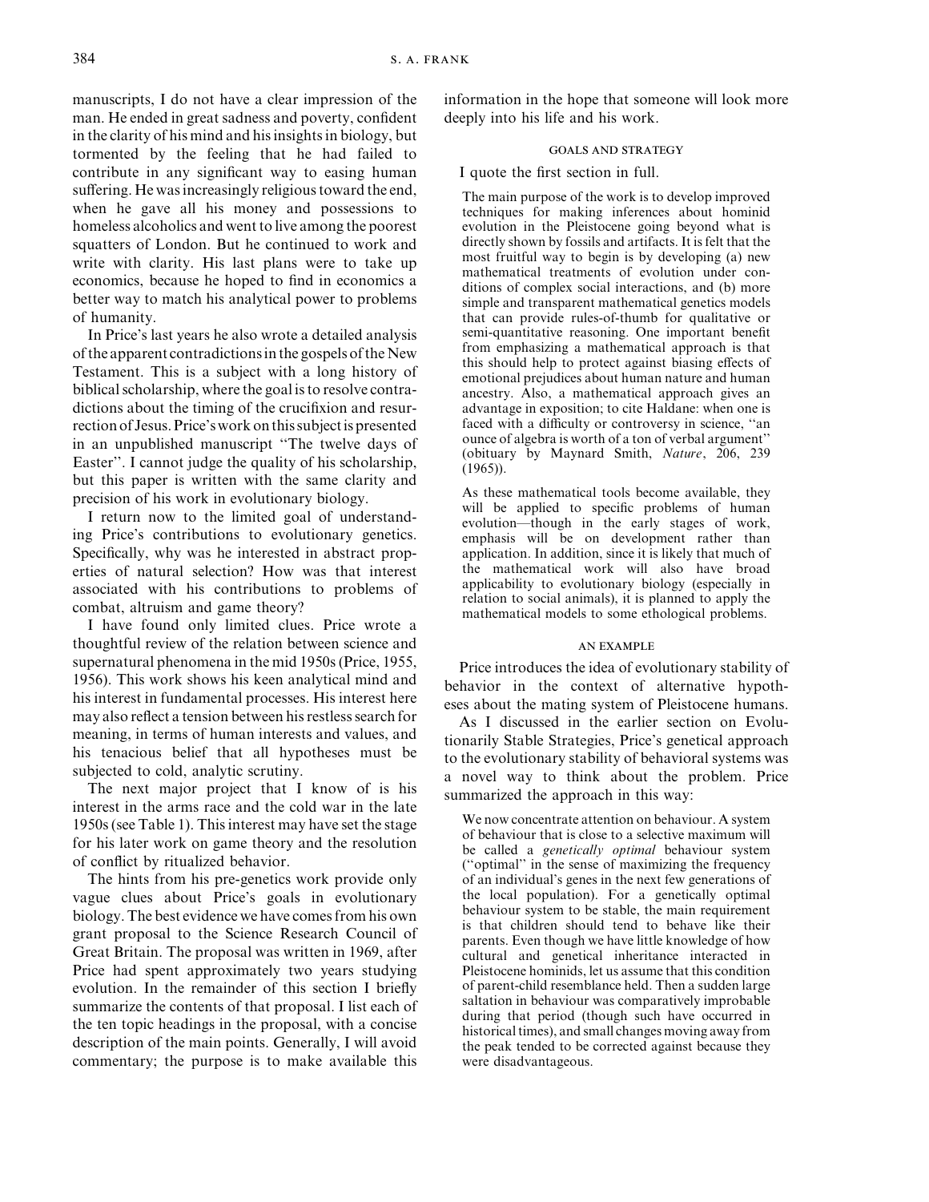manuscripts, I do not have a clear impression of the man. He ended in great sadness and poverty, confident in the clarity of his mind and his insights in biology, but tormented by the feeling that he had failed to contribute in any significant way to easing human suffering. He was increasingly religious toward the end, when he gave all his money and possessions to homeless alcoholics and went to live among the poorest squatters of London. But he continued to work and write with clarity. His last plans were to take up economics, because he hoped to find in economics a better way to match his analytical power to problems of humanity.

In Price's last years he also wrote a detailed analysis of the apparent contradictions in the gospels of the New Testament. This is a subject with a long history of biblical scholarship, where the goal is to resolve contradictions about the timing of the crucifixion and resurrection of Jesus. Price's work on this subject is presented in an unpublished manuscript ''The twelve days of Easter''. I cannot judge the quality of his scholarship, but this paper is written with the same clarity and precision of his work in evolutionary biology.

I return now to the limited goal of understanding Price's contributions to evolutionary genetics. Specifically, why was he interested in abstract properties of natural selection? How was that interest associated with his contributions to problems of combat, altruism and game theory?

I have found only limited clues. Price wrote a thoughtful review of the relation between science and supernatural phenomena in the mid 1950s (Price, 1955, 1956). This work shows his keen analytical mind and his interest in fundamental processes. His interest here may also reflect a tension between his restless search for meaning, in terms of human interests and values, and his tenacious belief that all hypotheses must be subjected to cold, analytic scrutiny.

The next major project that I know of is his interest in the arms race and the cold war in the late 1950s (see Table 1). This interest may have set the stage for his later work on game theory and the resolution of conflict by ritualized behavior.

The hints from his pre-genetics work provide only vague clues about Price's goals in evolutionary biology. The best evidence we have comes from his own grant proposal to the Science Research Council of Great Britain. The proposal was written in 1969, after Price had spent approximately two years studying evolution. In the remainder of this section I briefly summarize the contents of that proposal. I list each of the ten topic headings in the proposal, with a concise description of the main points. Generally, I will avoid commentary; the purpose is to make available this information in the hope that someone will look more deeply into his life and his work.

### GOALS AND STRATEGY

I quote the first section in full.

> The main purpose of the work is to develop improved techniques for making inferences about hominid evolution in the Pleistocene going beyond what is directly shown by fossils and artifacts. It is felt that the most fruitful way to begin is by developing (a) new mathematical treatments of evolution under conditions of complex social interactions, and (b) more simple and transparent mathematical genetics models that can provide rules-of-thumb for qualitative or semi-quantitative reasoning. One important benefit from emphasizing a mathematical approach is that this should help to protect against biasing effects of emotional prejudices about human nature and human ancestry. Also, a mathematical approach gives an advantage in exposition; to cite Haldane: when one is faced with a difficulty or controversy in science, ''an ounce of algebra is worth of a ton of verbal argument'' (obituary by Maynard Smith, *Nature*, 206, 239 (1965)).
>
> As these mathematical tools become available, they will be applied to specific problems of human evolution—though in the early stages of work, emphasis will be on development rather than application. In addition, since it is likely that much of the mathematical work will also have broad applicability to evolutionary biology (especially in relation to social animals), it is planned to apply the mathematical models to some ethological problems.

### AN EXAMPLE

Price introduces the idea of evolutionary stability of behavior in the context of alternative hypotheses about the mating system of Pleistocene humans.

As I discussed in the earlier section on Evolutionarily Stable Strategies, Price's genetical approach to the evolutionary stability of behavioral systems was a novel way to think about the problem. Price summarized the approach in this way:

> We now concentrate attention on behaviour. A system of behaviour that is close to a selective maximum will be called a *genetically optimal* behaviour system (''optimal'' in the sense of maximizing the frequency of an individual's genes in the next few generations of the local population). For a genetically optimal behaviour system to be stable, the main requirement is that children should tend to behave like their parents. Even though we have little knowledge of how cultural and genetical inheritance interacted in Pleistocene hominids, let us assume that this condition of parent-child resemblance held. Then a sudden large saltation in behaviour was comparatively improbable during that period (though such have occurred in historical times), and small changes moving away from the peak tended to be corrected against because they were disadvantageous.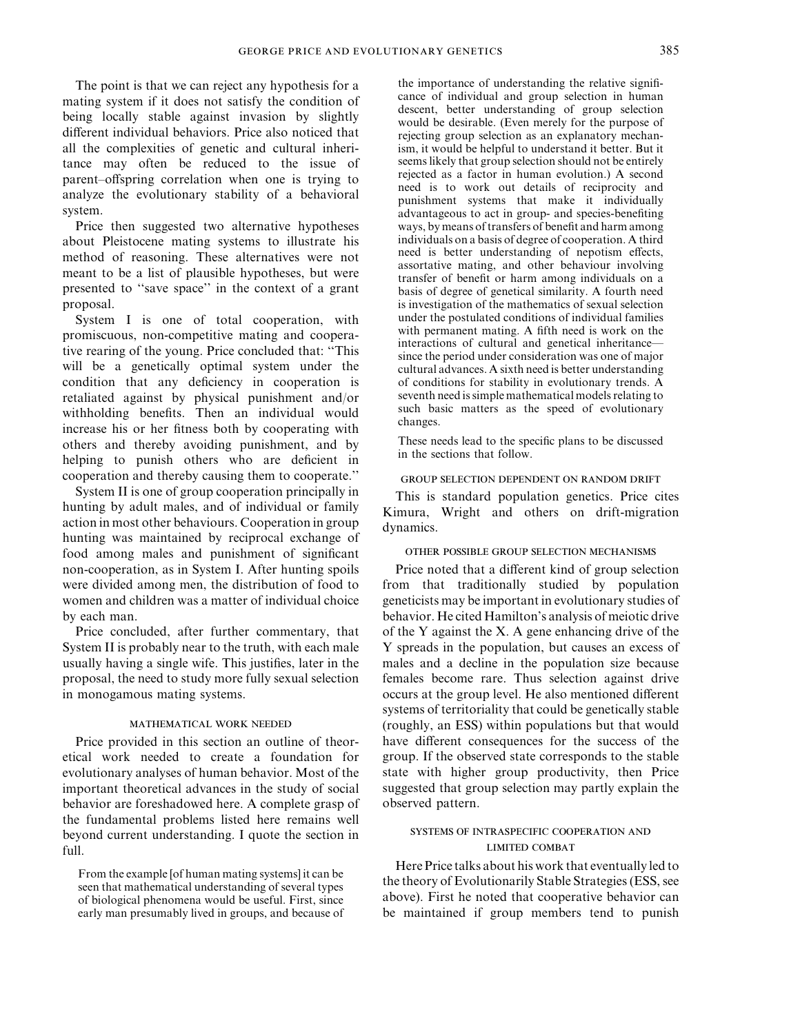The point is that we can reject any hypothesis for a mating system if it does not satisfy the condition of being locally stable against invasion by slightly different individual behaviors. Price also noticed that all the complexities of genetic and cultural inheritance may often be reduced to the issue of parent–offspring correlation when one is trying to analyze the evolutionary stability of a behavioral system.

Price then suggested two alternative hypotheses about Pleistocene mating systems to illustrate his method of reasoning. These alternatives were not meant to be a list of plausible hypotheses, but were presented to ''save space'' in the context of a grant proposal.

System I is one of total cooperation, with promiscuous, non-competitive mating and cooperative rearing of the young. Price concluded that: ''This will be a genetically optimal system under the condition that any deficiency in cooperation is retaliated against by physical punishment and/or withholding benefits. Then an individual would increase his or her fitness both by cooperating with others and thereby avoiding punishment, and by helping to punish others who are deficient in cooperation and thereby causing them to cooperate.''

System II is one of group cooperation principally in hunting by adult males, and of individual or family action in most other behaviours. Cooperation in group hunting was maintained by reciprocal exchange of food among males and punishment of significant non-cooperation, as in System I. After hunting spoils were divided among men, the distribution of food to women and children was a matter of individual choice by each man.

Price concluded, after further commentary, that System II is probably near to the truth, with each male usually having a single wife. This justifies, later in the proposal, the need to study more fully sexual selection in monogamous mating systems.

### MATHEMATICAL WORK NEEDED

Price provided in this section an outline of theoretical work needed to create a foundation for evolutionary analyses of human behavior. Most of the important theoretical advances in the study of social behavior are foreshadowed here. A complete grasp of the fundamental problems listed here remains well beyond current understanding. I quote the section in full.

> From the example [of human mating systems] it can be seen that mathematical understanding of several types of biological phenomena would be useful. First, since early man presumably lived in groups, and because of the importance of understanding the relative significance of individual and group selection in human descent, better understanding of group selection would be desirable. (Even merely for the purpose of rejecting group selection as an explanatory mechanism, it would be helpful to understand it better. But it seems likely that group selection should not be entirely rejected as a factor in human evolution.) A second need is to work out details of reciprocity and punishment systems that make it individually advantageous to act in group- and species-benefiting ways, by means of transfers of benefit and harm among individuals on a basis of degree of cooperation. A third need is better understanding of nepotism effects, assortative mating, and other behaviour involving transfer of benefit or harm among individuals on a basis of degree of genetical similarity. A fourth need is investigation of the mathematics of sexual selection under the postulated conditions of individual families with permanent mating. A fifth need is work on the interactions of cultural and genetical inheritance—since the period under consideration was one of major cultural advances. A sixth need is better understanding of conditions for stability in evolutionary trends. A seventh need is simple mathematical models relating to such basic matters as the speed of evolutionary changes.
>
> These needs lead to the specific plans to be discussed in the sections that follow.

### GROUP SELECTION DEPENDENT ON RANDOM DRIFT

This is standard population genetics. Price cites Kimura, Wright and others on drift-migration dynamics.

### OTHER POSSIBLE GROUP SELECTION MECHANISMS

Price noted that a different kind of group selection from that traditionally studied by population geneticists may be important in evolutionary studies of behavior. He cited Hamilton's analysis of meiotic drive of the Y against the X. A gene enhancing drive of the Y spreads in the population, but causes an excess of males and a decline in the population size because females become rare. Thus selection against drive occurs at the group level. He also mentioned different systems of territoriality that could be genetically stable (roughly, an ESS) within populations but that would have different consequences for the success of the group. If the observed state corresponds to the stable state with higher group productivity, then Price suggested that group selection may partly explain the observed pattern.

### SYSTEMS OF INTRASPECIFIC COOPERATION AND LIMITED COMBAT

Here Price talks about his work that eventually led to the theory of Evolutionarily Stable Strategies (ESS, see above). First he noted that cooperative behavior can be maintained if group members tend to punish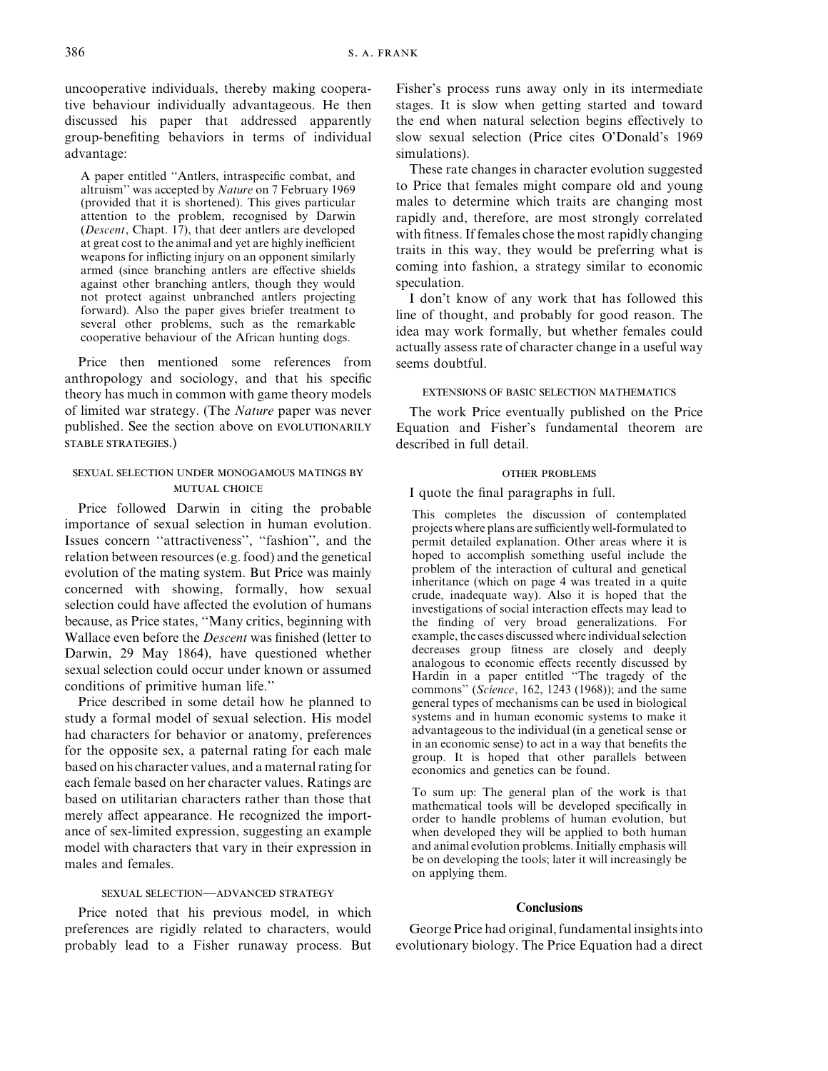uncooperative individuals, thereby making cooperative behaviour individually advantageous. He then discussed his paper that addressed apparently group-benefiting behaviors in terms of individual advantage:

> A paper entitled "Antlers, intraspecific combat, and altruism" was accepted by *Nature* on 7 February 1969 (provided that it is shortened). This gives particular attention to the problem, recognised by Darwin (*Descent*, Chapt. 17), that deer antlers are developed at great cost to the animal and yet are highly inefficient weapons for inflicting injury on an opponent similarly armed (since branching antlers are effective shields against other branching antlers, though they would not protect against unbranched antlers projecting forward). Also the paper gives briefer treatment to several other problems, such as the remarkable cooperative behaviour of the African hunting dogs.

Price then mentioned some references from anthropology and sociology, and that his specific theory has much in common with game theory models of limited war strategy. (The *Nature* paper was never published. See the section above on EVOLUTIONARILY STABLE STRATEGIES.)

### SEXUAL SELECTION UNDER MONOGAMOUS MATINGS BY MUTUAL CHOICE

Price followed Darwin in citing the probable importance of sexual selection in human evolution. Issues concern "attractiveness", "fashion", and the relation between resources (e.g. food) and the genetical evolution of the mating system. But Price was mainly concerned with showing, formally, how sexual selection could have affected the evolution of humans because, as Price states, "Many critics, beginning with Wallace even before the *Descent* was finished (letter to Darwin, 29 May 1864), have questioned whether sexual selection could occur under known or assumed conditions of primitive human life."

Price described in some detail how he planned to study a formal model of sexual selection. His model had characters for behavior or anatomy, preferences for the opposite sex, a paternal rating for each male based on his character values, and a maternal rating for each female based on her character values. Ratings are based on utilitarian characters rather than those that merely affect appearance. He recognized the importance of sex-limited expression, suggesting an example model with characters that vary in their expression in males and females.

### SEXUAL SELECTION—ADVANCED STRATEGY

Price noted that his previous model, in which preferences are rigidly related to characters, would probably lead to a Fisher runaway process. But Fisher's process runs away only in its intermediate stages. It is slow when getting started and toward the end when natural selection begins effectively to slow sexual selection (Price cites O'Donald's 1969 simulations).

These rate changes in character evolution suggested to Price that females might compare old and young males to determine which traits are changing most rapidly and, therefore, are most strongly correlated with fitness. If females chose the most rapidly changing traits in this way, they would be preferring what is coming into fashion, a strategy similar to economic speculation.

I don't know of any work that has followed this line of thought, and probably for good reason. The idea may work formally, but whether females could actually assess rate of character change in a useful way seems doubtful.

### EXTENSIONS OF BASIC SELECTION MATHEMATICS

The work Price eventually published on the Price Equation and Fisher's fundamental theorem are described in full detail.

### OTHER PROBLEMS

I quote the final paragraphs in full.

> This completes the discussion of contemplated projects where plans are sufficiently well-formulated to permit detailed explanation. Other areas where it is hoped to accomplish something useful include the problem of the interaction of cultural and genetical inheritance (which on page 4 was treated in a quite crude, inadequate way). Also it is hoped that the investigations of social interaction effects may lead to the finding of very broad generalizations. For example, the cases discussed where individual selection decreases group fitness are closely and deeply analogous to economic effects recently discussed by Hardin in a paper entitled "The tragedy of the commons" (*Science*, 162, 1243 (1968)); and the same general types of mechanisms can be used in biological systems and in human economic systems to make it advantageous to the individual (in a genetical sense or in an economic sense) to act in a way that benefits the group. It is hoped that other parallels between economics and genetics can be found.
>
> To sum up: The general plan of the work is that mathematical tools will be developed specifically in order to handle problems of human evolution, but when developed they will be applied to both human and animal evolution problems. Initially emphasis will be on developing the tools; later it will increasingly be on applying them.

## Conclusions

George Price had original, fundamental insights into evolutionary biology. The Price Equation had a direct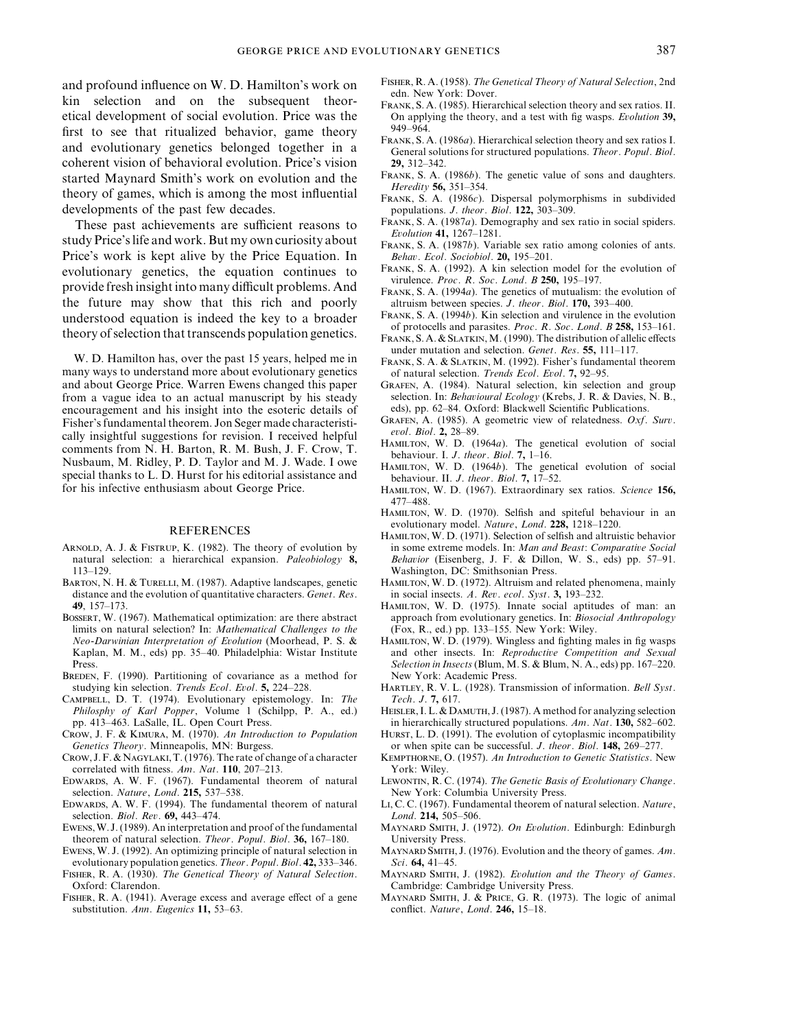and profound influence on W. D. Hamilton's work on kin selection and on the subsequent theoretical development of social evolution. Price was the first to see that ritualized behavior, game theory and evolutionary genetics belonged together in a coherent vision of behavioral evolution. Price's vision started Maynard Smith's work on evolution and the theory of games, which is among the most influential developments of the past few decades.

These past achievements are sufficient reasons to study Price's life and work. But my own curiosity about Price's work is kept alive by the Price Equation. In evolutionary genetics, the equation continues to provide fresh insight into many difficult problems. And the future may show that this rich and poorly understood equation is indeed the key to a broader theory of selection that transcends population genetics.

W. D. Hamilton has, over the past 15 years, helped me in many ways to understand more about evolutionary genetics and about George Price. Warren Ewens changed this paper from a vague idea to an actual manuscript by his steady encouragement and his insight into the esoteric details of Fisher's fundamental theorem. Jon Seger made characteristically insightful suggestions for revision. I received helpful comments from N. H. Barton, R. M. Bush, J. F. Crow, T. Nusbaum, M. Ridley, P. D. Taylor and M. J. Wade. I owe special thanks to L. D. Hurst for his editorial assistance and for his infective enthusiasm about George Price.

## REFERENCES

Arnold, A. J. & Fistrup, K. (1982). The theory of evolution by natural selection: a hierarchical expansion. *Paleobiology* **8,** 113–129.

Barton, N. H. & Turelli, M. (1987). Adaptive landscapes, genetic distance and the evolution of quantitative characters. *Genet. Res.* **49**, 157–173.

Bossert, W. (1967). Mathematical optimization: are there abstract limits on natural selection? In: *Mathematical Challenges to the Neo-Darwinian Interpretation of Evolution* (Moorhead, P. S. & Kaplan, M. M., eds) pp. 35–40. Philadelphia: Wistar Institute Press.

Breden, F. (1990). Partitioning of covariance as a method for studying kin selection. *Trends Ecol. Evol.* **5,** 224–228.

Campbell, D. T. (1974). Evolutionary epistemology. In: *The Philosphy of Karl Popper*, Volume 1 (Schilpp, P. A., ed.) pp. 413–463. LaSalle, IL. Open Court Press.

Crow, J. F. & Kimura, M. (1970). *An Introduction to Population Genetics Theory*. Minneapolis, MN: Burgess.

Crow, J. F. & Nagylaki, T. (1976). The rate of change of a character correlated with fitness. *Am. Nat.* **110**, 207–213.

Edwards, A. W. F. (1967). Fundamental theorem of natural selection. *Nature, Lond.* **215,** 537–538.

Edwards, A. W. F. (1994). The fundamental theorem of natural selection. *Biol. Rev.* **69,** 443–474.

Ewens, W. J. (1989). An interpretation and proof of the fundamental theorem of natural selection. *Theor. Popul. Biol.* **36,** 167–180.

Ewens, W. J. (1992). An optimizing principle of natural selection in evolutionary population genetics. *Theor. Popul. Biol.* **42,** 333–346.

Fisher, R. A. (1930). *The Genetical Theory of Natural Selection*. Oxford: Clarendon.

Fisher, R. A. (1941). Average excess and average effect of a gene substitution. *Ann. Eugenics* **11,** 53–63.

Fisher, R. A. (1958). *The Genetical Theory of Natural Selection*, 2nd edn. New York: Dover.

Frank, S. A. (1985). Hierarchical selection theory and sex ratios. II. On applying the theory, and a test with fig wasps. *Evolution* **39,** 949–964.

Frank, S. A. (1986*a*). Hierarchical selection theory and sex ratios I. General solutions for structured populations. *Theor. Popul. Biol.* **29,** 312–342.

Frank, S. A. (1986*b*). The genetic value of sons and daughters. *Heredity* **56,** 351–354.

Frank, S. A. (1986*c*). Dispersal polymorphisms in subdivided populations. *J. theor. Biol.* **122,** 303–309.

Frank, S. A. (1987*a*). Demography and sex ratio in social spiders. *Evolution* **41,** 1267–1281.

Frank, S. A. (1987*b*). Variable sex ratio among colonies of ants. *Behav. Ecol. Sociobiol.* **20,** 195–201.

Frank, S. A. (1992). A kin selection model for the evolution of virulence. *Proc. R. Soc. Lond. B* **250,** 195–197.

Frank, S. A. (1994*a*). The genetics of mutualism: the evolution of altruism between species. *J. theor. Biol.* **170,** 393–400.

Frank, S. A. (1994*b*). Kin selection and virulence in the evolution of protocells and parasites. *Proc. R. Soc. Lond. B* **258,** 153–161.

Frank, S. A. & Slatkin, M. (1990). The distribution of allelic effects under mutation and selection. *Genet. Res.* **55,** 111–117.

Frank, S. A. & Slatkin, M. (1992). Fisher's fundamental theorem of natural selection. *Trends Ecol. Evol.* **7,** 92–95.

Grafen, A. (1984). Natural selection, kin selection and group selection. In: *Behavioural Ecology* (Krebs, J. R. & Davies, N. B., eds), pp. 62–84. Oxford: Blackwell Scientific Publications.

Grafen, A. (1985). A geometric view of relatedness. *Oxf. Surv. evol. Biol.* **2,** 28–89.

Hamilton, W. D. (1964*a*). The genetical evolution of social behaviour. I. *J. theor. Biol.* **7,** 1–16.

Hamilton, W. D. (1964*b*). The genetical evolution of social behaviour. II. *J. theor. Biol.* **7,** 17–52.

Hamilton, W. D. (1967). Extraordinary sex ratios. *Science* **156,** 477–488.

Hamilton, W. D. (1970). Selfish and spiteful behaviour in an evolutionary model. *Nature, Lond.* **228,** 1218–1220.

Hamilton, W. D. (1971). Selection of selfish and altruistic behavior in some extreme models. In: *Man and Beast: Comparative Social Behavior* (Eisenberg, J. F. & Dillon, W. S., eds) pp. 57–91. Washington, DC: Smithsonian Press.

Hamilton, W. D. (1972). Altruism and related phenomena, mainly in social insects. *A. Rev. ecol. Syst.* **3,** 193–232.

Hamilton, W. D. (1975). Innate social aptitudes of man: an approach from evolutionary genetics. In: *Biosocial Anthropology* (Fox, R., ed.) pp. 133–155. New York: Wiley.

Hamilton, W. D. (1979). Wingless and fighting males in fig wasps and other insects. In: *Reproductive Competition and Sexual Selection in Insects* (Blum, M. S. & Blum, N. A., eds) pp. 167–220. New York: Academic Press.

Hartley, R. V. L. (1928). Transmission of information. *Bell Syst. Tech. J.* **7,** 617.

Heisler, I. L. & Damuth, J. (1987). A method for analyzing selection in hierarchically structured populations. *Am. Nat.* **130,** 582–602.

Hurst, L. D. (1991). The evolution of cytoplasmic incompatibility or when spite can be successful. *J. theor. Biol.* **148,** 269–277.

Kempthorne, O. (1957). *An Introduction to Genetic Statistics*. New York: Wiley.

Lewontin, R. C. (1974). *The Genetic Basis of Evolutionary Change*. New York: Columbia University Press.

Li, C. C. (1967). Fundamental theorem of natural selection. *Nature, Lond.* **214,** 505–506.

Maynard Smith, J. (1972). *On Evolution*. Edinburgh: Edinburgh University Press.

Maynard Smith, J. (1976). Evolution and the theory of games. *Am. Sci.* **64,** 41–45.

Maynard Smith, J. (1982). *Evolution and the Theory of Games*. Cambridge: Cambridge University Press.

Maynard Smith, J. & Price, G. R. (1973). The logic of animal conflict. *Nature, Lond.* **246,** 15–18.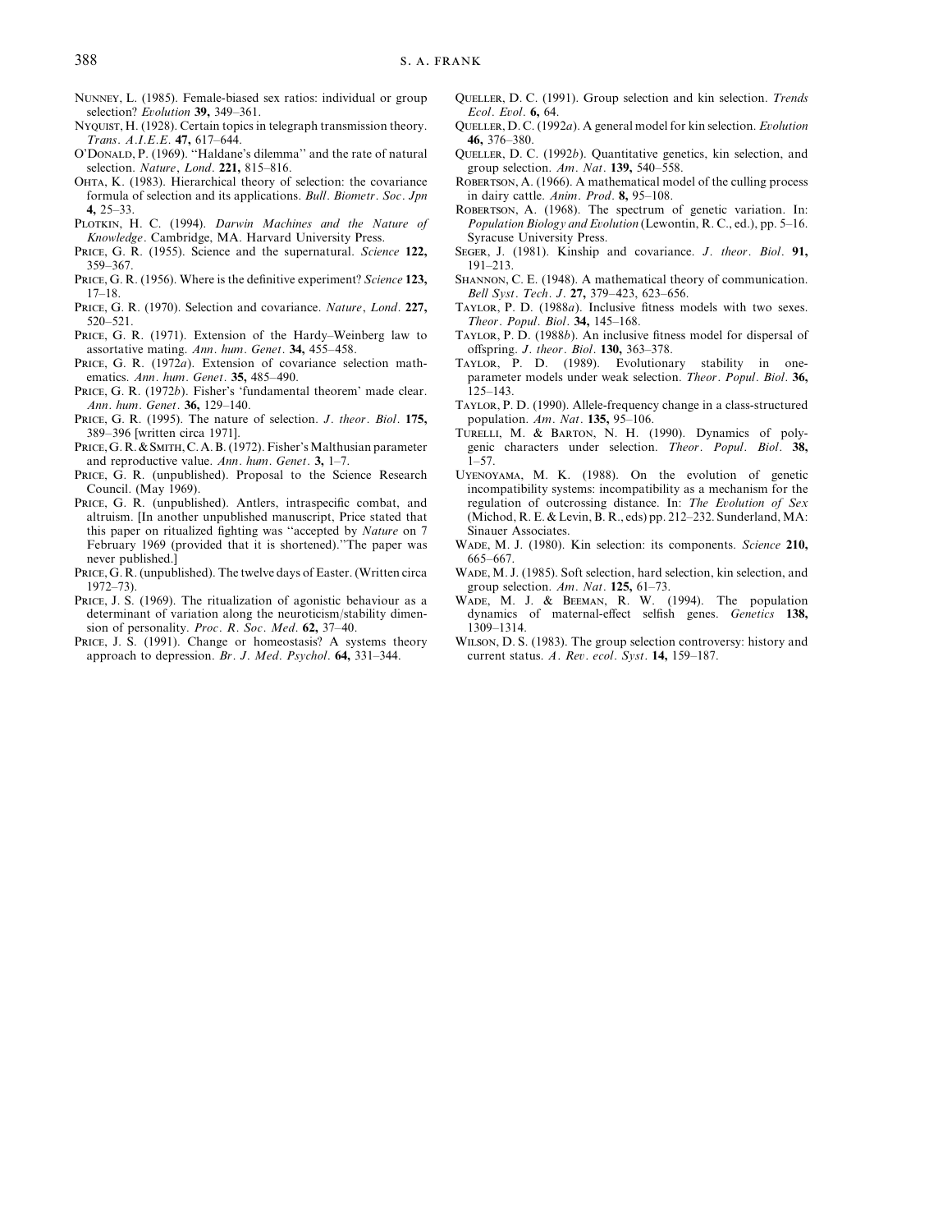NUNNEY, L. (1985). Female-biased sex ratios: individual or group selection? *Evolution* **39,** 349–361.

NYQUIST, H. (1928). Certain topics in telegraph transmission theory. *Trans. A.I.E.E.* **47,** 617–644.

O'DONALD, P. (1969). "Haldane's dilemma" and the rate of natural selection. *Nature, Lond.* **221,** 815–816.

OHTA, K. (1983). Hierarchical theory of selection: the covariance formula of selection and its applications. *Bull. Biometr. Soc. Jpn* **4,** 25–33.

PLOTKIN, H. C. (1994). *Darwin Machines and the Nature of Knowledge*. Cambridge, MA. Harvard University Press.

PRICE, G. R. (1955). Science and the supernatural. *Science* **122,** 359–367.

PRICE, G. R. (1956). Where is the definitive experiment? *Science* **123,** 17–18.

PRICE, G. R. (1970). Selection and covariance. *Nature, Lond.* **227,** 520–521.

PRICE, G. R. (1971). Extension of the Hardy–Weinberg law to assortative mating. *Ann. hum. Genet.* **34,** 455–458.

PRICE, G. R. (1972*a*). Extension of covariance selection mathematics. *Ann. hum. Genet.* **35,** 485–490.

PRICE, G. R. (1972*b*). Fisher's 'fundamental theorem' made clear. *Ann. hum. Genet.* **36,** 129–140.

PRICE, G. R. (1995). The nature of selection. *J. theor. Biol.* **175,** 389–396 [written circa 1971].

PRICE, G. R. & SMITH, C. A. B. (1972). Fisher's Malthusian parameter and reproductive value. *Ann. hum. Genet.* **3,** 1–7.

PRICE, G. R. (unpublished). Proposal to the Science Research Council. (May 1969).

PRICE, G. R. (unpublished). Antlers, intraspecific combat, and altruism. [In another unpublished manuscript, Price stated that this paper on ritualized fighting was "accepted by *Nature* on 7 February 1969 (provided that it is shortened)." The paper was never published.]

PRICE, G. R. (unpublished). The twelve days of Easter. (Written circa 1972–73).

PRICE, J. S. (1969). The ritualization of agonistic behaviour as a determinant of variation along the neuroticism/stability dimension of personality. *Proc. R. Soc. Med.* **62,** 37–40.

PRICE, J. S. (1991). Change or homeostasis? A systems theory approach to depression. *Br. J. Med. Psychol.* **64,** 331–344.

QUELLER, D. C. (1991). Group selection and kin selection. *Trends Ecol. Evol.* **6,** 64.

QUELLER, D. C. (1992*a*). A general model for kin selection. *Evolution* **46,** 376–380.

QUELLER, D. C. (1992*b*). Quantitative genetics, kin selection, and group selection. *Am. Nat.* **139,** 540–558.

ROBERTSON, A. (1966). A mathematical model of the culling process in dairy cattle. *Anim. Prod.* **8,** 95–108.

ROBERTSON, A. (1968). The spectrum of genetic variation. In: *Population Biology and Evolution* (Lewontin, R. C., ed.), pp. 5–16. Syracuse University Press.

SEGER, J. (1981). Kinship and covariance. *J. theor. Biol.* **91,** 191–213.

SHANNON, C. E. (1948). A mathematical theory of communication. *Bell Syst. Tech. J.* **27,** 379–423, 623–656.

TAYLOR, P. D. (1988*a*). Inclusive fitness models with two sexes. *Theor. Popul. Biol.* **34,** 145–168.

TAYLOR, P. D. (1988*b*). An inclusive fitness model for dispersal of offspring. *J. theor. Biol.* **130,** 363–378.

TAYLOR, P. D. (1989). Evolutionary stability in one-parameter models under weak selection. *Theor. Popul. Biol.* **36,** 125–143.

TAYLOR, P. D. (1990). Allele-frequency change in a class-structured population. *Am. Nat.* **135,** 95–106.

TURELLI, M. & BARTON, N. H. (1990). Dynamics of polygenic characters under selection. *Theor. Popul. Biol.* **38,** 1–57.

UYENOYAMA, M. K. (1988). On the evolution of genetic incompatibility systems: incompatibility as a mechanism for the regulation of outcrossing distance. In: *The Evolution of Sex* (Michod, R. E. & Levin, B. R., eds) pp. 212–232. Sunderland, MA: Sinauer Associates.

WADE, M. J. (1980). Kin selection: its components. *Science* **210,** 665–667.

WADE, M. J. (1985). Soft selection, hard selection, kin selection, and group selection. *Am. Nat.* **125,** 61–73.

WADE, M. J. & BEEMAN, R. W. (1994). The population dynamics of maternal-effect selfish genes. *Genetics* **138,** 1309–1314.

WILSON, D. S. (1983). The group selection controversy: history and current status. *A. Rev. ecol. Syst.* **14,** 159–187.